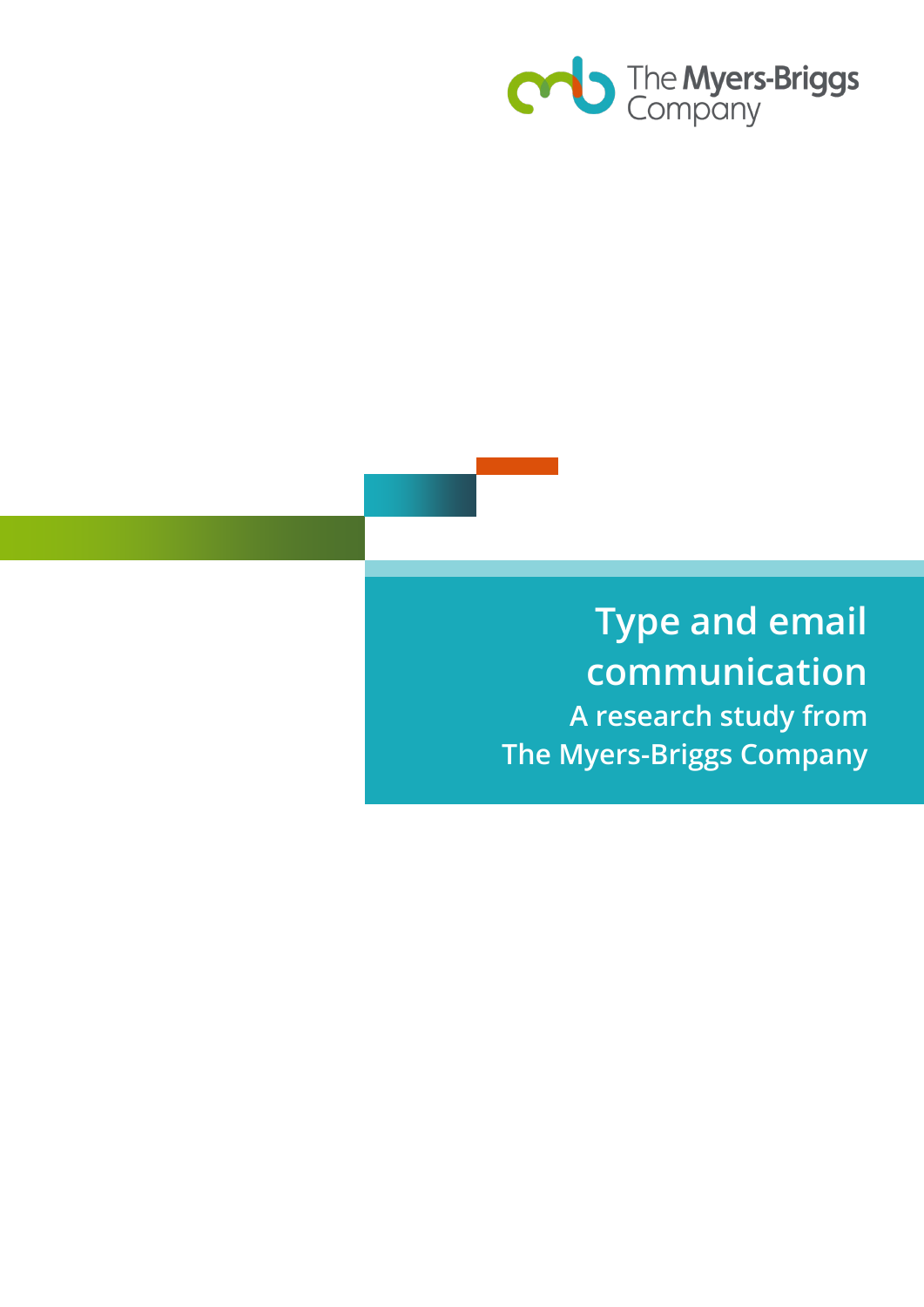The Myers-Briggs Company

# Type and email communication

## A research study from The Myers-Briggs Company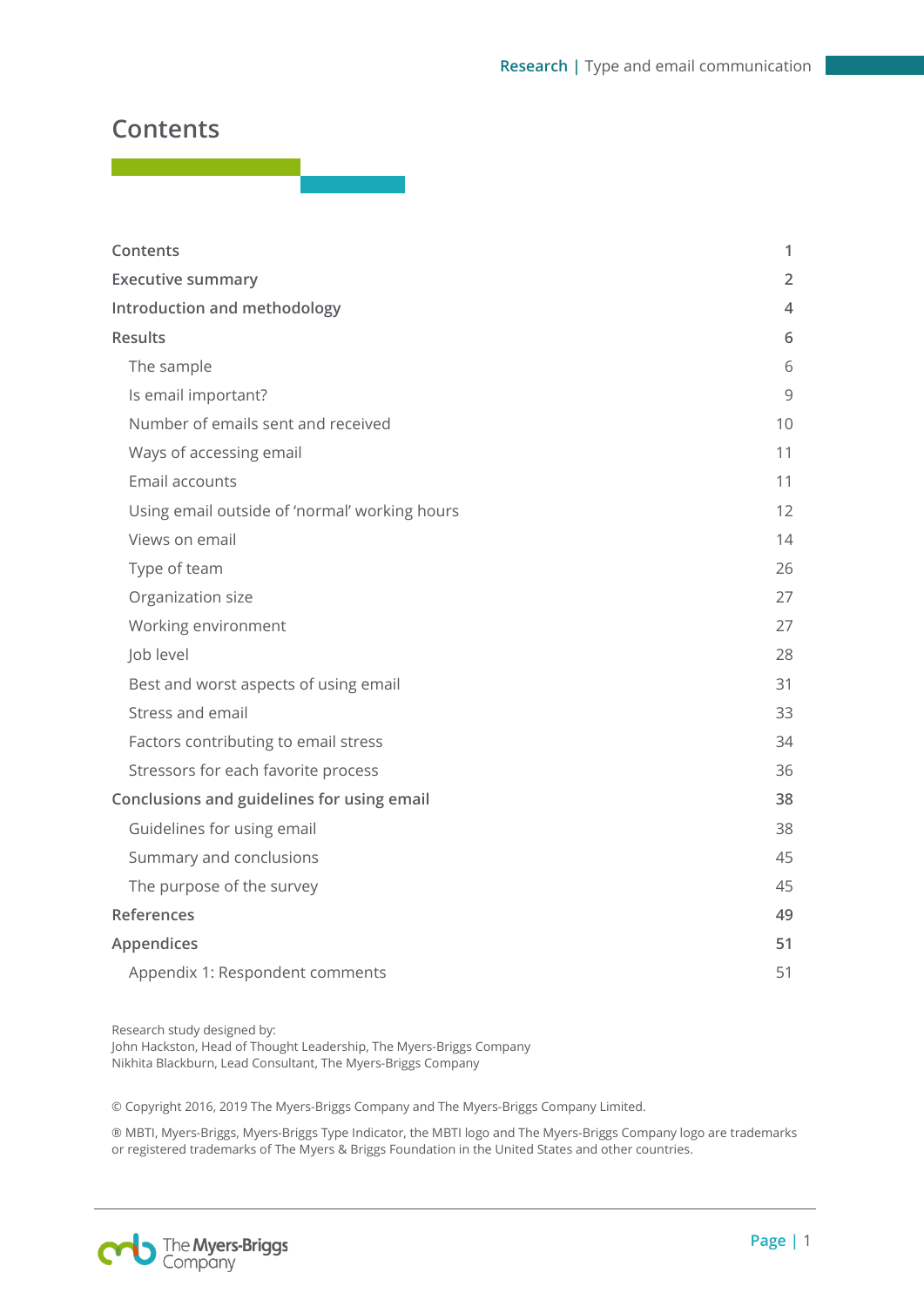# Contents

| | |
|---|---|
| **Contents** | **1** |
| **Executive summary** | **2** |
| **Introduction and methodology** | **4** |
| **Results** | **6** |
| The sample | 6 |
| Is email important? | 9 |
| Number of emails sent and received | 10 |
| Ways of accessing email | 11 |
| Email accounts | 11 |
| Using email outside of 'normal' working hours | 12 |
| Views on email | 14 |
| Type of team | 26 |
| Organization size | 27 |
| Working environment | 27 |
| Job level | 28 |
| Best and worst aspects of using email | 31 |
| Stress and email | 33 |
| Factors contributing to email stress | 34 |
| Stressors for each favorite process | 36 |
| **Conclusions and guidelines for using email** | **38** |
| Guidelines for using email | 38 |
| Summary and conclusions | 45 |
| The purpose of the survey | 45 |
| **References** | **49** |
| **Appendices** | **51** |
| Appendix 1: Respondent comments | 51 |

Research study designed by:
John Hackston, Head of Thought Leadership, The Myers-Briggs Company
Nikhita Blackburn, Lead Consultant, The Myers-Briggs Company

© Copyright 2016, 2019 The Myers-Briggs Company and The Myers-Briggs Company Limited.

® MBTI, Myers-Briggs, Myers-Briggs Type Indicator, the MBTI logo and The Myers-Briggs Company logo are trademarks or registered trademarks of The Myers & Briggs Foundation in the United States and other countries.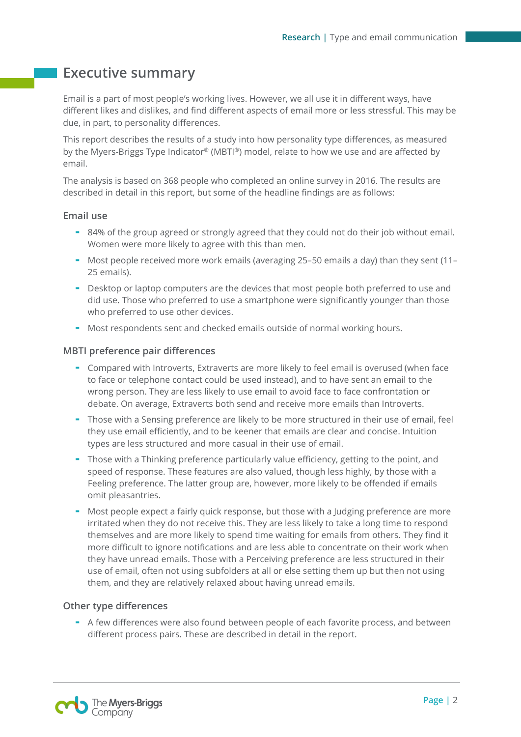# Executive summary

Email is a part of most people's working lives. However, we all use it in different ways, have different likes and dislikes, and find different aspects of email more or less stressful. This may be due, in part, to personality differences.

This report describes the results of a study into how personality type differences, as measured by the Myers-Briggs Type Indicator® (MBTI®) model, relate to how we use and are affected by email.

The analysis is based on 368 people who completed an online survey in 2016. The results are described in detail in this report, but some of the headline findings are as follows:

### Email use

- 84% of the group agreed or strongly agreed that they could not do their job without email. Women were more likely to agree with this than men.
- Most people received more work emails (averaging 25–50 emails a day) than they sent (11–25 emails).
- Desktop or laptop computers are the devices that most people both preferred to use and did use. Those who preferred to use a smartphone were significantly younger than those who preferred to use other devices.
- Most respondents sent and checked emails outside of normal working hours.

### MBTI preference pair differences

- Compared with Introverts, Extraverts are more likely to feel email is overused (when face to face or telephone contact could be used instead), and to have sent an email to the wrong person. They are less likely to use email to avoid face to face confrontation or debate. On average, Extraverts both send and receive more emails than Introverts.
- Those with a Sensing preference are likely to be more structured in their use of email, feel they use email efficiently, and to be keener that emails are clear and concise. Intuition types are less structured and more casual in their use of email.
- Those with a Thinking preference particularly value efficiency, getting to the point, and speed of response. These features are also valued, though less highly, by those with a Feeling preference. The latter group are, however, more likely to be offended if emails omit pleasantries.
- Most people expect a fairly quick response, but those with a Judging preference are more irritated when they do not receive this. They are less likely to take a long time to respond themselves and are more likely to spend time waiting for emails from others. They find it more difficult to ignore notifications and are less able to concentrate on their work when they have unread emails. Those with a Perceiving preference are less structured in their use of email, often not using subfolders at all or else setting them up but then not using them, and they are relatively relaxed about having unread emails.

### Other type differences

- A few differences were also found between people of each favorite process, and between different process pairs. These are described in detail in the report.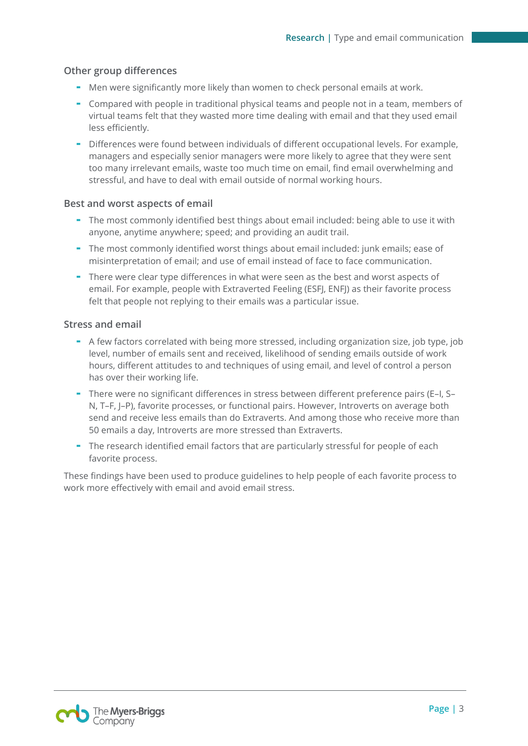### Other group differences

- Men were significantly more likely than women to check personal emails at work.
- Compared with people in traditional physical teams and people not in a team, members of virtual teams felt that they wasted more time dealing with email and that they used email less efficiently.
- Differences were found between individuals of different occupational levels. For example, managers and especially senior managers were more likely to agree that they were sent too many irrelevant emails, waste too much time on email, find email overwhelming and stressful, and have to deal with email outside of normal working hours.

### Best and worst aspects of email

- The most commonly identified best things about email included: being able to use it with anyone, anytime anywhere; speed; and providing an audit trail.
- The most commonly identified worst things about email included: junk emails; ease of misinterpretation of email; and use of email instead of face to face communication.
- There were clear type differences in what were seen as the best and worst aspects of email. For example, people with Extraverted Feeling (ESFJ, ENFJ) as their favorite process felt that people not replying to their emails was a particular issue.

### Stress and email

- A few factors correlated with being more stressed, including organization size, job type, job level, number of emails sent and received, likelihood of sending emails outside of work hours, different attitudes to and techniques of using email, and level of control a person has over their working life.
- There were no significant differences in stress between different preference pairs (E–I, S–N, T–F, J–P), favorite processes, or functional pairs. However, Introverts on average both send and receive less emails than do Extraverts. And among those who receive more than 50 emails a day, Introverts are more stressed than Extraverts.
- The research identified email factors that are particularly stressful for people of each favorite process.

These findings have been used to produce guidelines to help people of each favorite process to work more effectively with email and avoid email stress.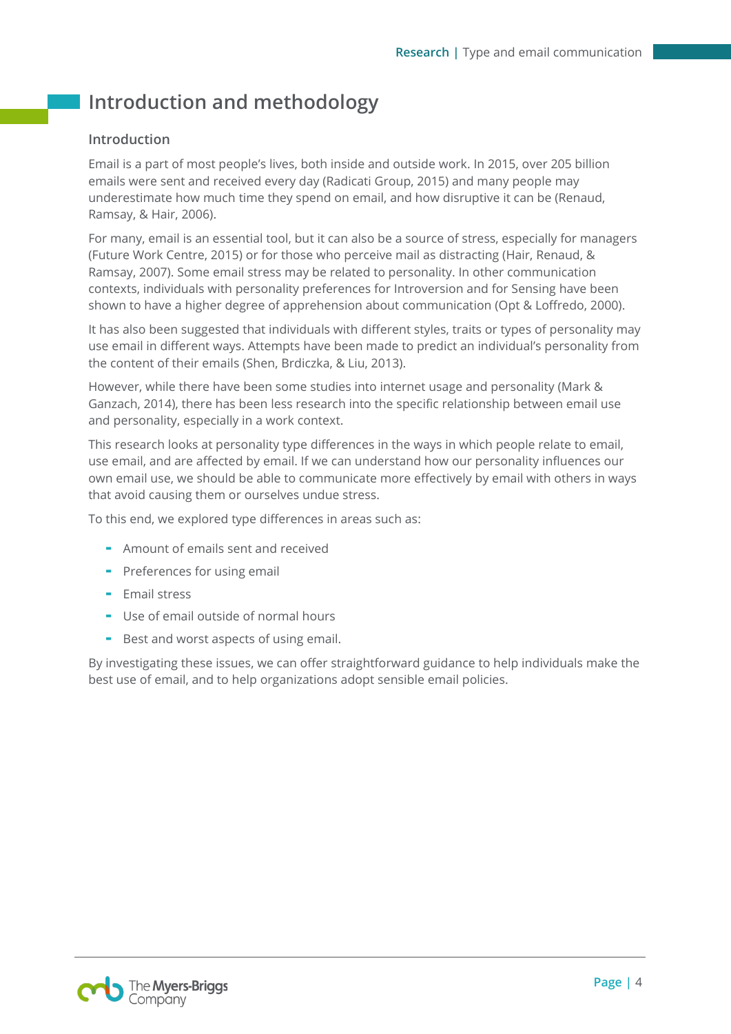# Introduction and methodology

## Introduction

Email is a part of most people's lives, both inside and outside work. In 2015, over 205 billion emails were sent and received every day (Radicati Group, 2015) and many people may underestimate how much time they spend on email, and how disruptive it can be (Renaud, Ramsay, & Hair, 2006).

For many, email is an essential tool, but it can also be a source of stress, especially for managers (Future Work Centre, 2015) or for those who perceive mail as distracting (Hair, Renaud, & Ramsay, 2007). Some email stress may be related to personality. In other communication contexts, individuals with personality preferences for Introversion and for Sensing have been shown to have a higher degree of apprehension about communication (Opt & Loffredo, 2000).

It has also been suggested that individuals with different styles, traits or types of personality may use email in different ways. Attempts have been made to predict an individual's personality from the content of their emails (Shen, Brdiczka, & Liu, 2013).

However, while there have been some studies into internet usage and personality (Mark & Ganzach, 2014), there has been less research into the specific relationship between email use and personality, especially in a work context.

This research looks at personality type differences in the ways in which people relate to email, use email, and are affected by email. If we can understand how our personality influences our own email use, we should be able to communicate more effectively by email with others in ways that avoid causing them or ourselves undue stress.

To this end, we explored type differences in areas such as:

- Amount of emails sent and received
- Preferences for using email
- Email stress
- Use of email outside of normal hours
- Best and worst aspects of using email.

By investigating these issues, we can offer straightforward guidance to help individuals make the best use of email, and to help organizations adopt sensible email policies.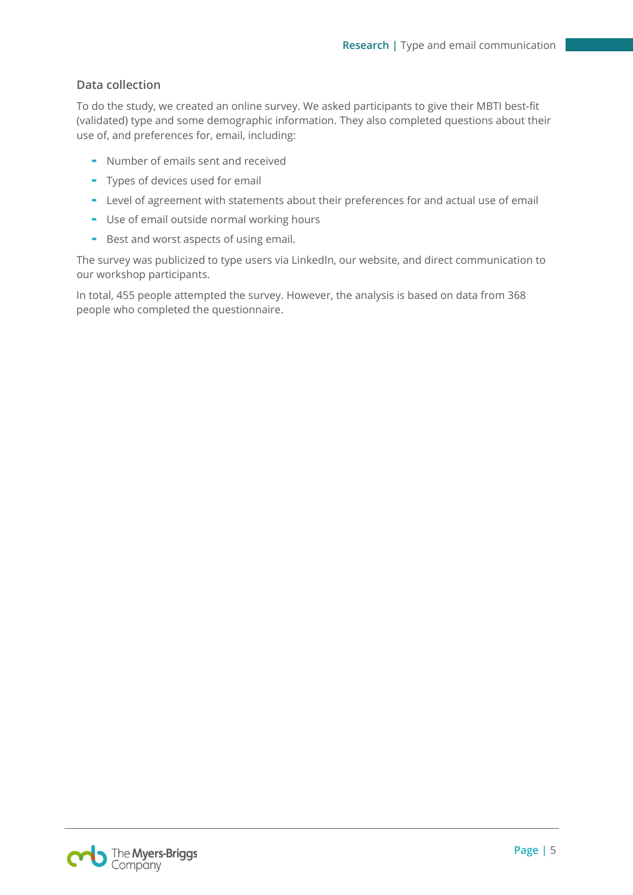### Data collection

To do the study, we created an online survey. We asked participants to give their MBTI best-fit (validated) type and some demographic information. They also completed questions about their use of, and preferences for, email, including:

- Number of emails sent and received
- Types of devices used for email
- Level of agreement with statements about their preferences for and actual use of email
- Use of email outside normal working hours
- Best and worst aspects of using email.

The survey was publicized to type users via LinkedIn, our website, and direct communication to our workshop participants.

In total, 455 people attempted the survey. However, the analysis is based on data from 368 people who completed the questionnaire.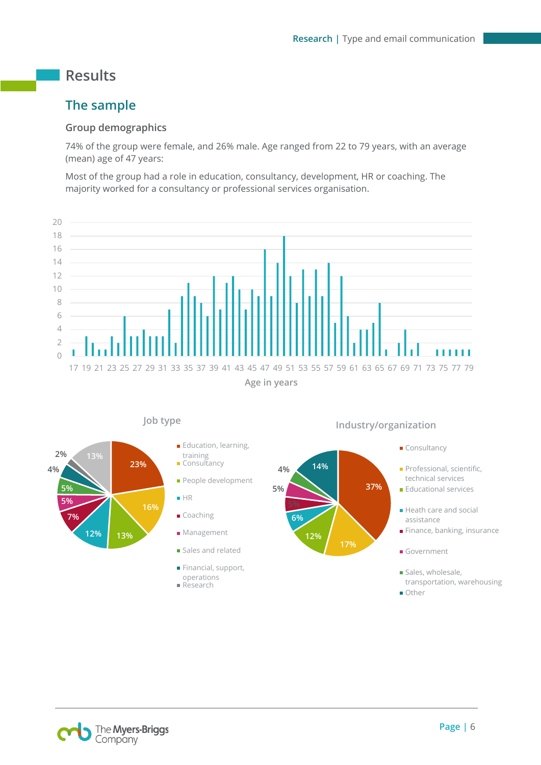# Results

## The sample

### Group demographics

74% of the group were female, and 26% male. Age ranged from 22 to 79 years, with an average (mean) age of 47 years:

Most of the group had a role in education, consultancy, development, HR or coaching. The majority worked for a consultancy or professional services organisation.

Age in years

Job type

- Education, learning, training: 23%
- Consultancy: 16%
- People development: 13%
- HR: 12%
- Coaching: 7%
- Management: 5%
- Sales and related: 5%
- Financial, support, operations: 4%
- Research: 2%
- 13%

Industry/organization

- Consultancy: 37%
- Professional, scientific, technical services: 17%
- Educational services: 12%
- Heath care and social assistance: 6%
- Finance, banking, insurance: 5%
- Government: 5%
- Sales, wholesale, transportation, warehousing: 4%
- Other: 14%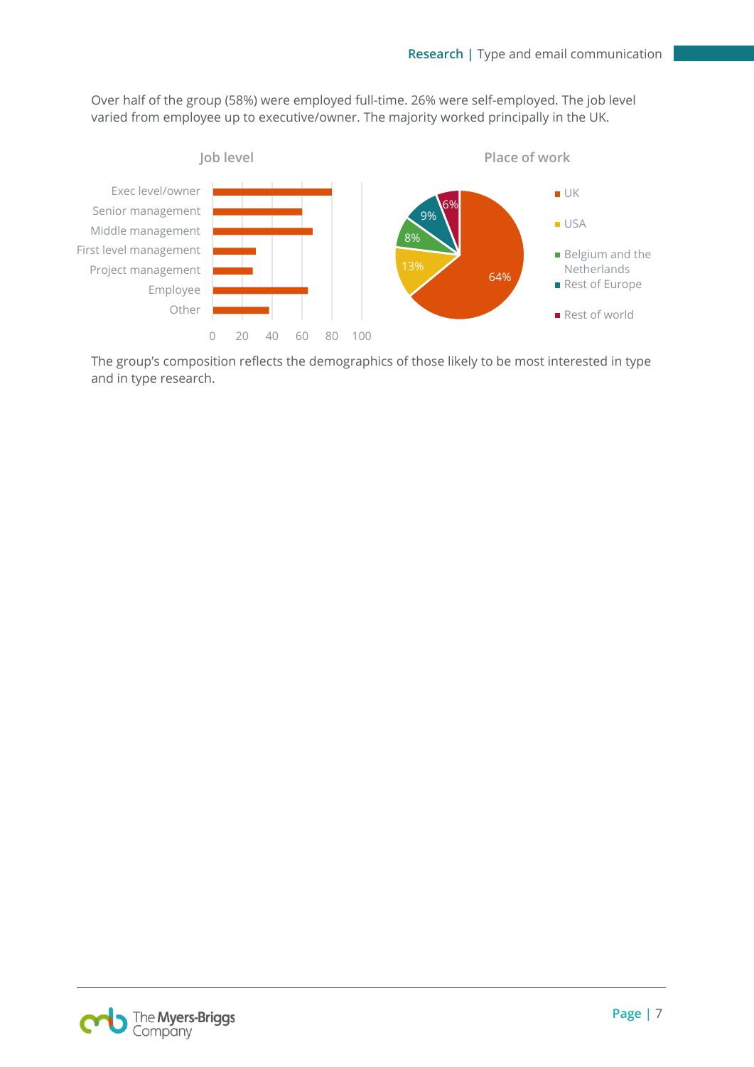Over half of the group (58%) were employed full-time. 26% were self-employed. The job level varied from employee up to executive/owner. The majority worked principally in the UK.

**Job level**

| Job level | Approx. value |
|---|---|
| Exec level/owner | 80 |
| Senior management | 60 |
| Middle management | 67 |
| First level management | 29 |
| Project management | 27 |
| Employee | 64 |
| Other | 38 |

**Place of work**

| Place of work | % |
|---|---|
| UK | 64% |
| USA | 13% |
| Belgium and the Netherlands | 8% |
| Rest of Europe | 9% |
| Rest of world | 6% |

The group's composition reflects the demographics of those likely to be most interested in type and in type research.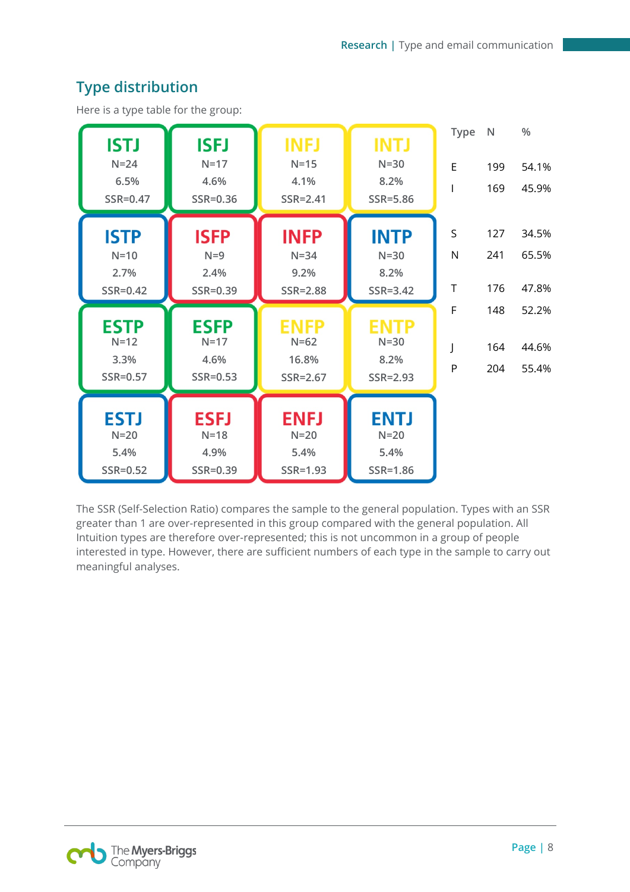## Type distribution

Here is a type table for the group:

| ISTJ | ISFJ | INFJ | INTJ |
|---|---|---|---|
| N=24<br>6.5%<br>SSR=0.47 | N=17<br>4.6%<br>SSR=0.36 | N=15<br>4.1%<br>SSR=2.41 | N=30<br>8.2%<br>SSR=5.86 |
| **ISTP** | **ISFP** | **INFP** | **INTP** |
| N=10<br>2.7%<br>SSR=0.42 | N=9<br>2.4%<br>SSR=0.39 | N=34<br>9.2%<br>SSR=2.88 | N=30<br>8.2%<br>SSR=3.42 |
| **ESTP** | **ESFP** | **ENFP** | **ENTP** |
| N=12<br>3.3%<br>SSR=0.57 | N=17<br>4.6%<br>SSR=0.53 | N=62<br>16.8%<br>SSR=2.67 | N=30<br>8.2%<br>SSR=2.93 |
| **ESTJ** | **ESFJ** | **ENFJ** | **ENTJ** |
| N=20<br>5.4%<br>SSR=0.52 | N=18<br>4.9%<br>SSR=0.39 | N=20<br>5.4%<br>SSR=1.93 | N=20<br>5.4%<br>SSR=1.86 |

| Type | N | % |
|---|---|---|
| E | 199 | 54.1% |
| I | 169 | 45.9% |
| S | 127 | 34.5% |
| N | 241 | 65.5% |
| T | 176 | 47.8% |
| F | 148 | 52.2% |
| J | 164 | 44.6% |
| P | 204 | 55.4% |

The SSR (Self-Selection Ratio) compares the sample to the general population. Types with an SSR greater than 1 are over-represented in this group compared with the general population. All Intuition types are therefore over-represented; this is not uncommon in a group of people interested in type. However, there are sufficient numbers of each type in the sample to carry out meaningful analyses.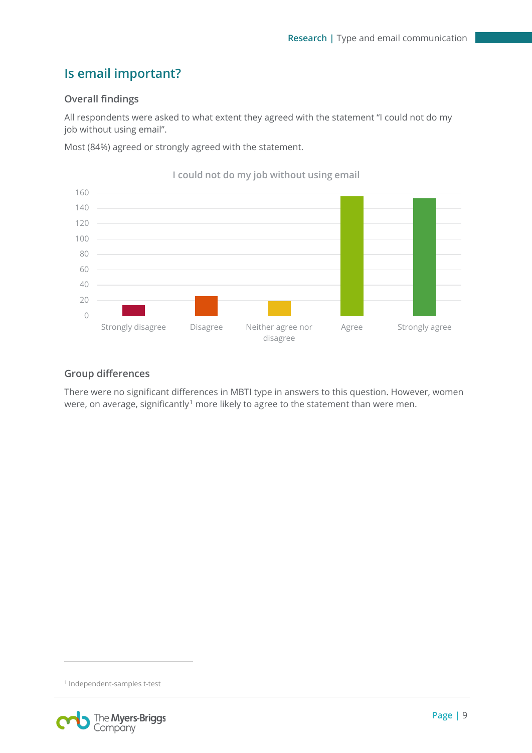## Is email important?

### Overall findings

All respondents were asked to what extent they agreed with the statement "I could not do my job without using email".

Most (84%) agreed or strongly agreed with the statement.

I could not do my job without using email

### Group differences

There were no significant differences in MBTI type in answers to this question. However, women were, on average, significantly[1] more likely to agree to the statement than were men.

[1] Independent-samples t-test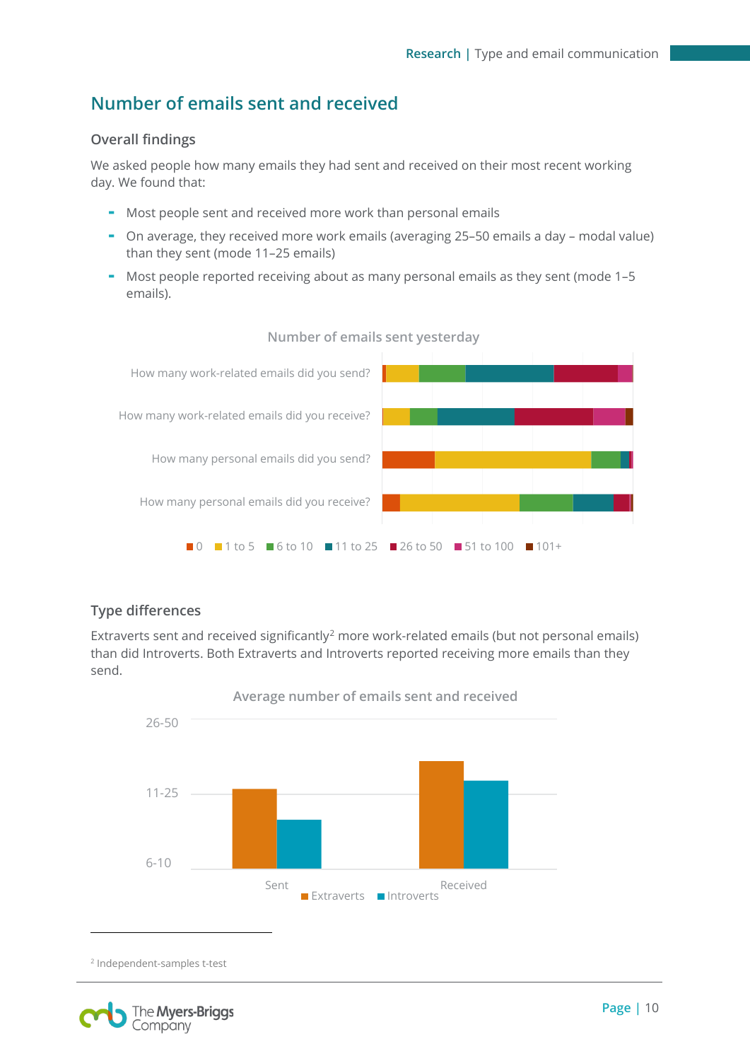## Number of emails sent and received

### Overall findings

We asked people how many emails they had sent and received on their most recent working day. We found that:

- Most people sent and received more work than personal emails
- On average, they received more work emails (averaging 25–50 emails a day – modal value) than they sent (mode 11–25 emails)
- Most people reported receiving about as many personal emails as they sent (mode 1–5 emails).

Number of emails sent yesterday

How many work-related emails did you send?
How many work-related emails did you receive?
How many personal emails did you send?
How many personal emails did you receive?

0 | 1 to 5 | 6 to 10 | 11 to 25 | 26 to 50 | 51 to 100 | 101+

### Type differences

Extraverts sent and received significantly[2] more work-related emails (but not personal emails) than did Introverts. Both Extraverts and Introverts reported receiving more emails than they send.

Average number of emails sent and received

26-50
11-25
6-10

Sent | Received

Extraverts | Introverts

[2] Independent-samples t-test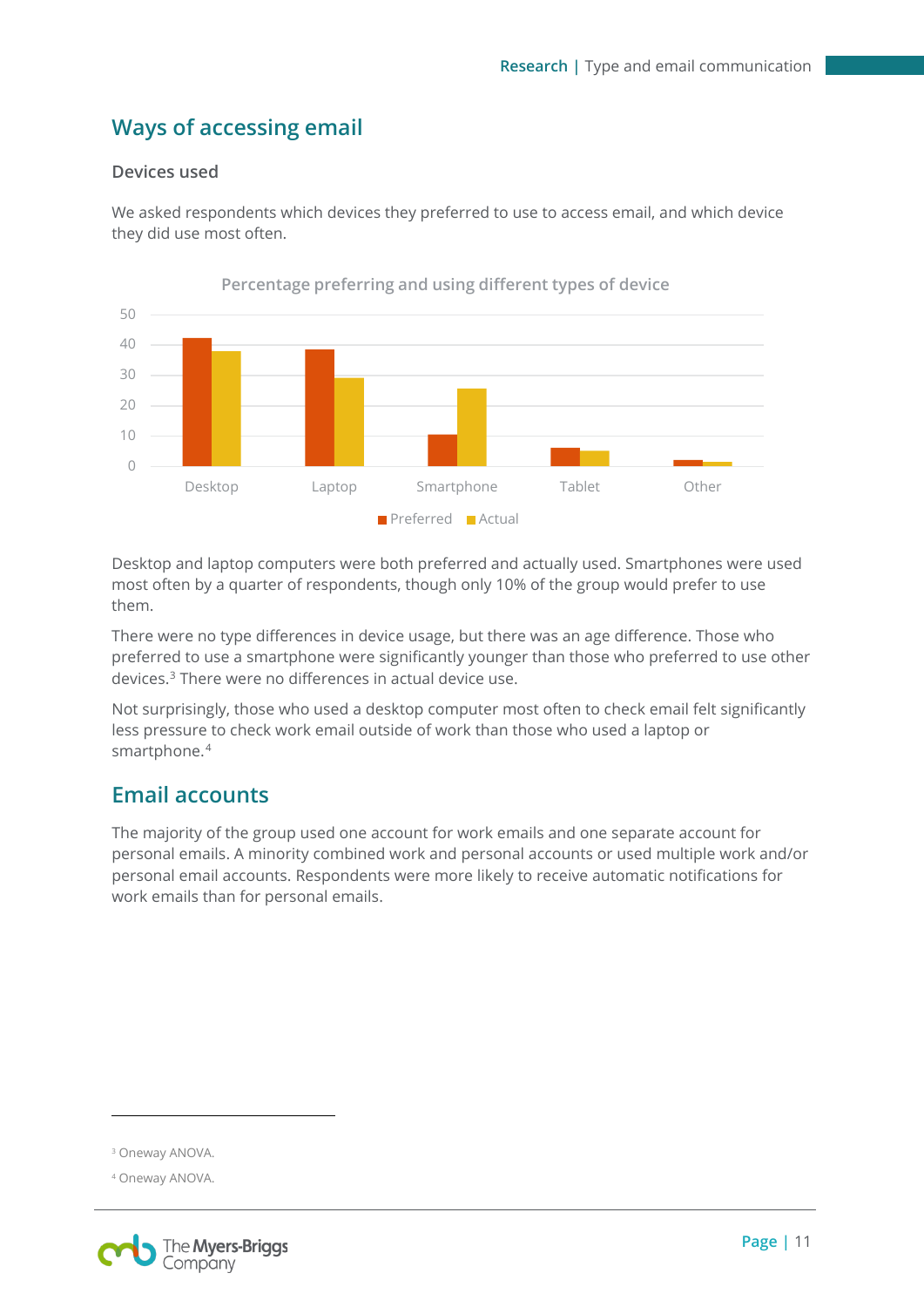## Ways of accessing email

### Devices used

We asked respondents which devices they preferred to use to access email, and which device they did use most often.

Percentage preferring and using different types of device

Desktop and laptop computers were both preferred and actually used. Smartphones were used most often by a quarter of respondents, though only 10% of the group would prefer to use them.

There were no type differences in device usage, but there was an age difference. Those who preferred to use a smartphone were significantly younger than those who preferred to use other devices.[3] There were no differences in actual device use.

Not surprisingly, those who used a desktop computer most often to check email felt significantly less pressure to check work email outside of work than those who used a laptop or smartphone.[4]

## Email accounts

The majority of the group used one account for work emails and one separate account for personal emails. A minority combined work and personal accounts or used multiple work and/or personal email accounts. Respondents were more likely to receive automatic notifications for work emails than for personal emails.

---

[3] Oneway ANOVA.

[4] Oneway ANOVA.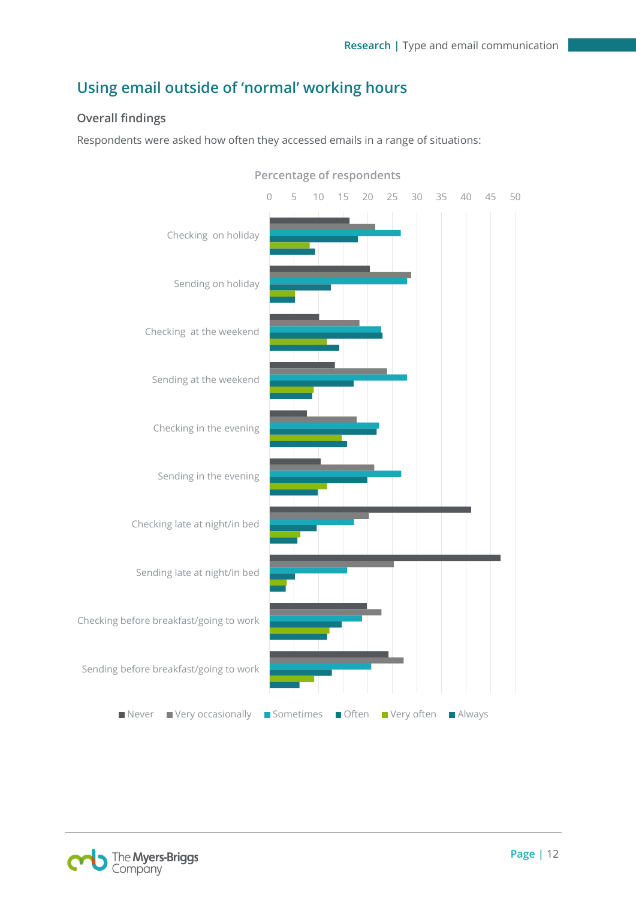## Using email outside of 'normal' working hours

### Overall findings

Respondents were asked how often they accessed emails in a range of situations: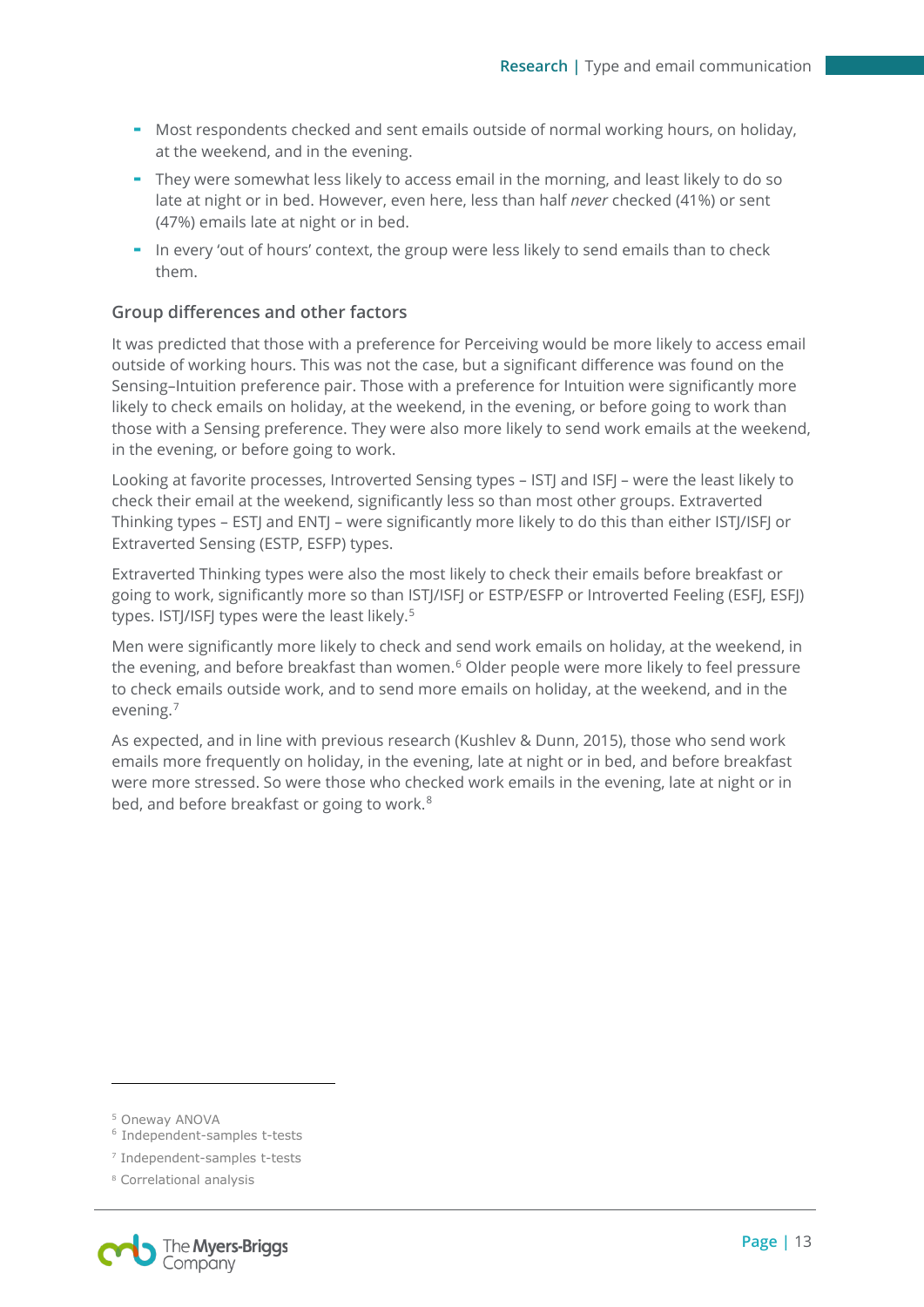- Most respondents checked and sent emails outside of normal working hours, on holiday, at the weekend, and in the evening.
- They were somewhat less likely to access email in the morning, and least likely to do so late at night or in bed. However, even here, less than half *never* checked (41%) or sent (47%) emails late at night or in bed.
- In every 'out of hours' context, the group were less likely to send emails than to check them.

### Group differences and other factors

It was predicted that those with a preference for Perceiving would be more likely to access email outside of working hours. This was not the case, but a significant difference was found on the Sensing–Intuition preference pair. Those with a preference for Intuition were significantly more likely to check emails on holiday, at the weekend, in the evening, or before going to work than those with a Sensing preference. They were also more likely to send work emails at the weekend, in the evening, or before going to work.

Looking at favorite processes, Introverted Sensing types – ISTJ and ISFJ – were the least likely to check their email at the weekend, significantly less so than most other groups. Extraverted Thinking types – ESTJ and ENTJ – were significantly more likely to do this than either ISTJ/ISFJ or Extraverted Sensing (ESTP, ESFP) types.

Extraverted Thinking types were also the most likely to check their emails before breakfast or going to work, significantly more so than ISTJ/ISFJ or ESTP/ESFP or Introverted Feeling (ESFJ, ESFJ) types. ISTJ/ISFJ types were the least likely.[5]

Men were significantly more likely to check and send work emails on holiday, at the weekend, in the evening, and before breakfast than women.[6] Older people were more likely to feel pressure to check emails outside work, and to send more emails on holiday, at the weekend, and in the evening.[7]

As expected, and in line with previous research (Kushlev & Dunn, 2015), those who send work emails more frequently on holiday, in the evening, late at night or in bed, and before breakfast were more stressed. So were those who checked work emails in the evening, late at night or in bed, and before breakfast or going to work.[8]

---

[5] Oneway ANOVA
[6] Independent-samples t-tests
[7] Independent-samples t-tests
[8] Correlational analysis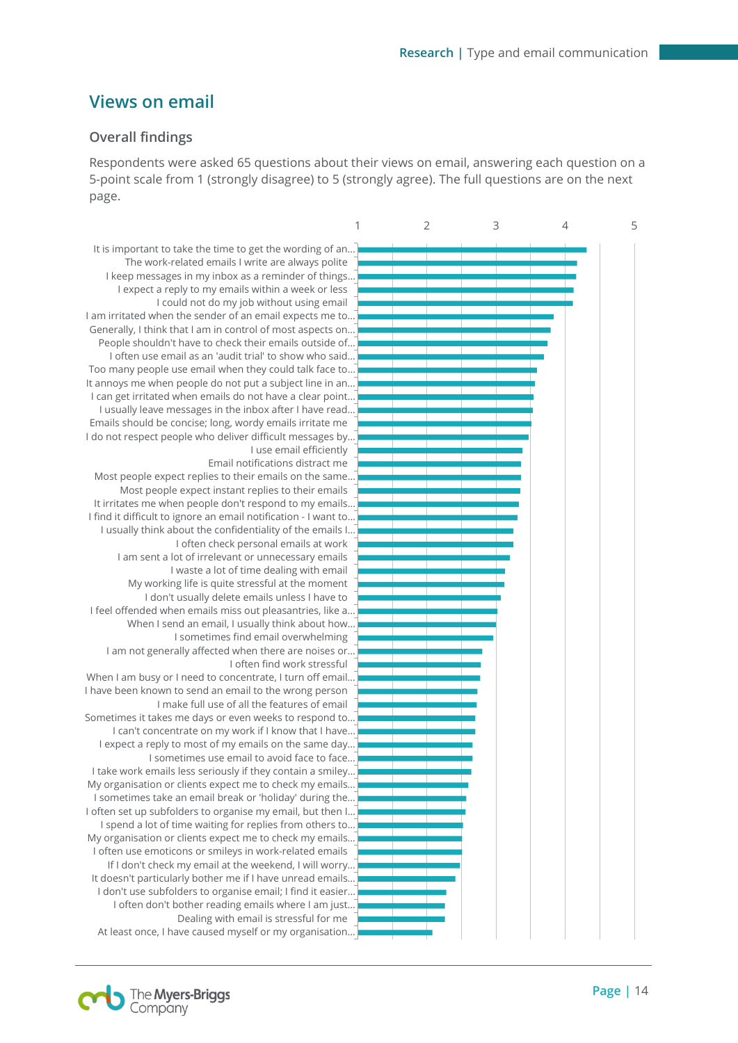## Views on email

### Overall findings

Respondents were asked 65 questions about their views on email, answering each question on a 5-point scale from 1 (strongly disagree) to 5 (strongly agree). The full questions are on the next page.

| Statement | Approx. mean (1–5) |
|---|---|
| It is important to take the time to get the wording of an... | 4.3 |
| The work-related emails I write are always polite | 4.2 |
| I keep messages in my inbox as a reminder of things... | 4.2 |
| I expect a reply to my emails within a week or less | 4.1 |
| I could not do my job without using email | 4.1 |
| I am irritated when the sender of an email expects me to... | 3.8 |
| Generally, I think that I am in control of most aspects on... | 3.8 |
| People shouldn't have to check their emails outside of... | 3.7 |
| I often use email as an 'audit trial' to show who said... | 3.7 |
| Too many people use email when they could talk face to... | 3.6 |
| It annoys me when people do not put a subject line in an... | 3.6 |
| I can get irritated when emails do not have a clear point... | 3.5 |
| I usually leave messages in the inbox after I have read... | 3.5 |
| Emails should be concise; long, wordy emails irritate me | 3.5 |
| I do not respect people who deliver difficult messages by... | 3.5 |
| I use email efficiently | 3.4 |
| Email notifications distract me | 3.4 |
| Most people expect replies to their emails on the same... | 3.4 |
| Most people expect instant replies to their emails | 3.4 |
| It irritates me when people don't respond to my emails... | 3.3 |
| I find it difficult to ignore an email notification - I want to... | 3.3 |
| I usually think about the confidentiality of the emails I... | 3.3 |
| I often check personal emails at work | 3.3 |
| I am sent a lot of irrelevant or unnecessary emails | 3.2 |
| I waste a lot of time dealing with email | 3.1 |
| My working life is quite stressful at the moment | 3.1 |
| I don't usually delete emails unless I have to | 3.1 |
| I feel offended when emails miss out pleasantries, like a... | 3.0 |
| When I send an email, I usually think about how... | 3.0 |
| I sometimes find email overwhelming | 3.0 |
| I am not generally affected when there are noises or... | 2.8 |
| I often find work stressful | 2.8 |
| When I am busy or I need to concentrate, I turn off email... | 2.8 |
| I have been known to send an email to the wrong person | 2.7 |
| I make full use of all the features of email | 2.7 |
| Sometimes it takes me days or even weeks to respond to... | 2.7 |
| I can't concentrate on my work if I know that I have... | 2.7 |
| I expect a reply to most of my emails on the same day... | 2.7 |
| I sometimes use email to avoid face to face... | 2.7 |
| I take work emails less seriously if they contain a smiley... | 2.6 |
| My organisation or clients expect me to check my emails... | 2.6 |
| I sometimes take an email break or 'holiday' during the... | 2.6 |
| I often set up subfolders to organise my email, but then I... | 2.6 |
| I spend a lot of time waiting for replies from others to... | 2.5 |
| My organisation or clients expect me to check my emails... | 2.5 |
| I often use emoticons or smileys in work-related emails | 2.5 |
| If I don't check my email at the weekend, I will worry... | 2.5 |
| It doesn't particularly bother me if I have unread emails... | 2.4 |
| I don't use subfolders to organise email; I find it easier... | 2.3 |
| I often don't bother reading emails where I am just... | 2.3 |
| Dealing with email is stressful for me | 2.3 |
| At least once, I have caused myself or my organisation... | 2.1 |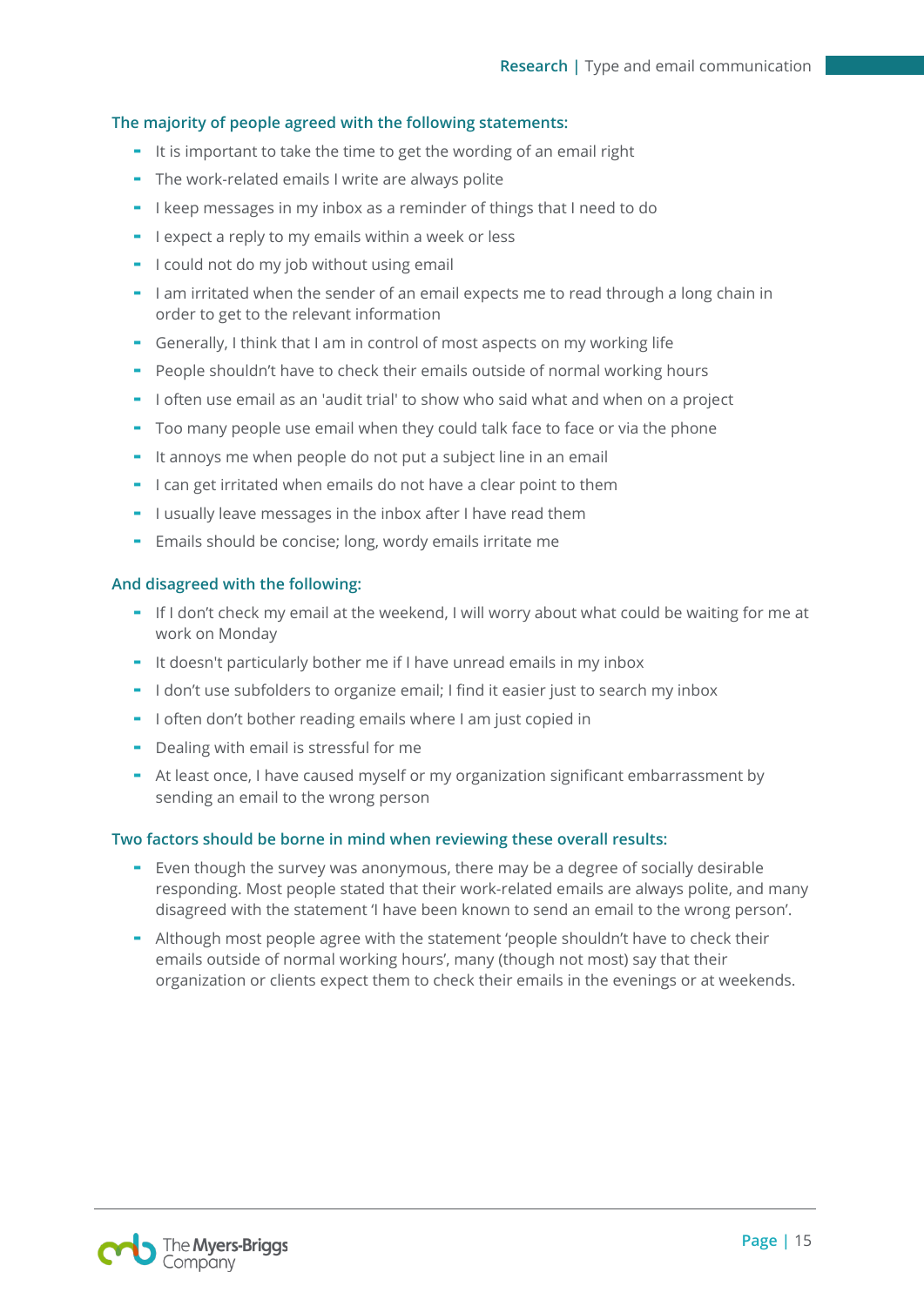### The majority of people agreed with the following statements:

- It is important to take the time to get the wording of an email right
- The work-related emails I write are always polite
- I keep messages in my inbox as a reminder of things that I need to do
- I expect a reply to my emails within a week or less
- I could not do my job without using email
- I am irritated when the sender of an email expects me to read through a long chain in order to get to the relevant information
- Generally, I think that I am in control of most aspects on my working life
- People shouldn't have to check their emails outside of normal working hours
- I often use email as an 'audit trial' to show who said what and when on a project
- Too many people use email when they could talk face to face or via the phone
- It annoys me when people do not put a subject line in an email
- I can get irritated when emails do not have a clear point to them
- I usually leave messages in the inbox after I have read them
- Emails should be concise; long, wordy emails irritate me

### And disagreed with the following:

- If I don't check my email at the weekend, I will worry about what could be waiting for me at work on Monday
- It doesn't particularly bother me if I have unread emails in my inbox
- I don't use subfolders to organize email; I find it easier just to search my inbox
- I often don't bother reading emails where I am just copied in
- Dealing with email is stressful for me
- At least once, I have caused myself or my organization significant embarrassment by sending an email to the wrong person

### Two factors should be borne in mind when reviewing these overall results:

- Even though the survey was anonymous, there may be a degree of socially desirable responding. Most people stated that their work-related emails are always polite, and many disagreed with the statement 'I have been known to send an email to the wrong person'.
- Although most people agree with the statement 'people shouldn't have to check their emails outside of normal working hours', many (though not most) say that their organization or clients expect them to check their emails in the evenings or at weekends.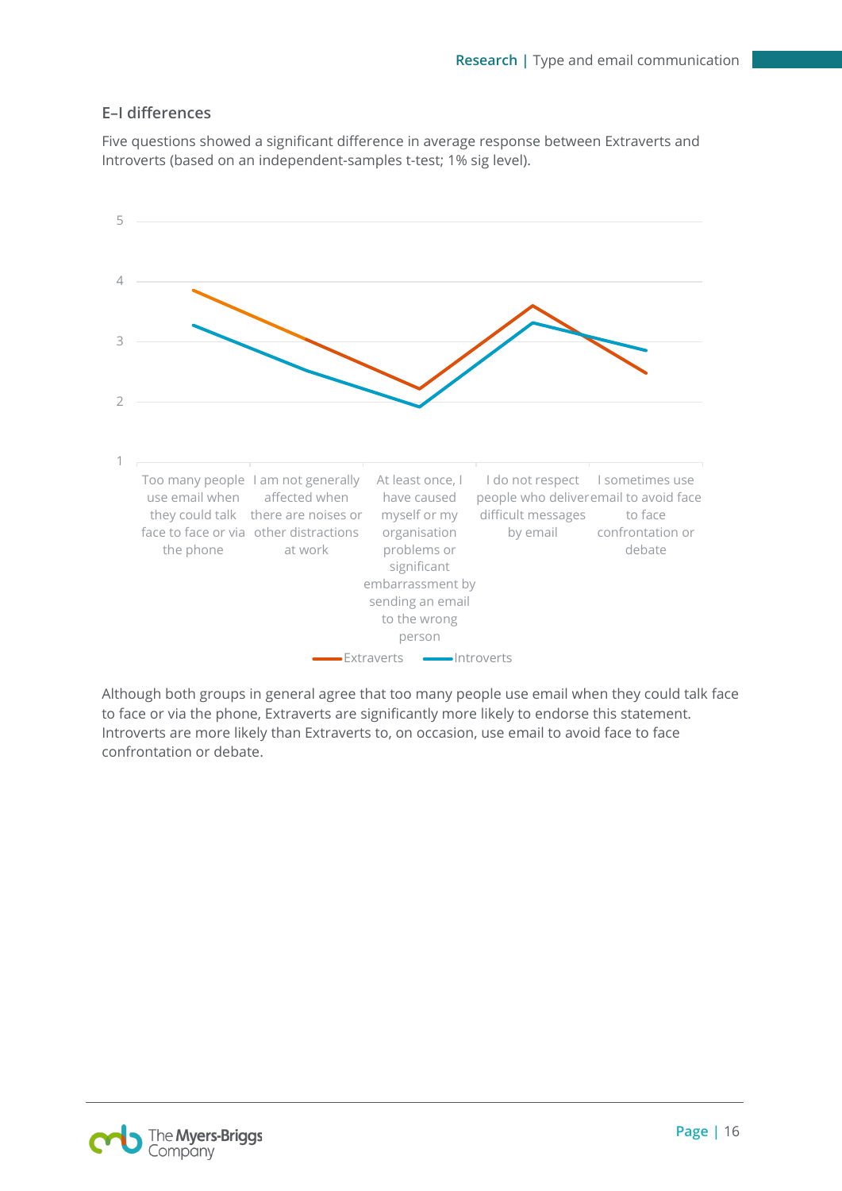### E–I differences

Five questions showed a significant difference in average response between Extraverts and Introverts (based on an independent-samples t-test; 1% sig level).

Although both groups in general agree that too many people use email when they could talk face to face or via the phone, Extraverts are significantly more likely to endorse this statement. Introverts are more likely than Extraverts to, on occasion, use email to avoid face to face confrontation or debate.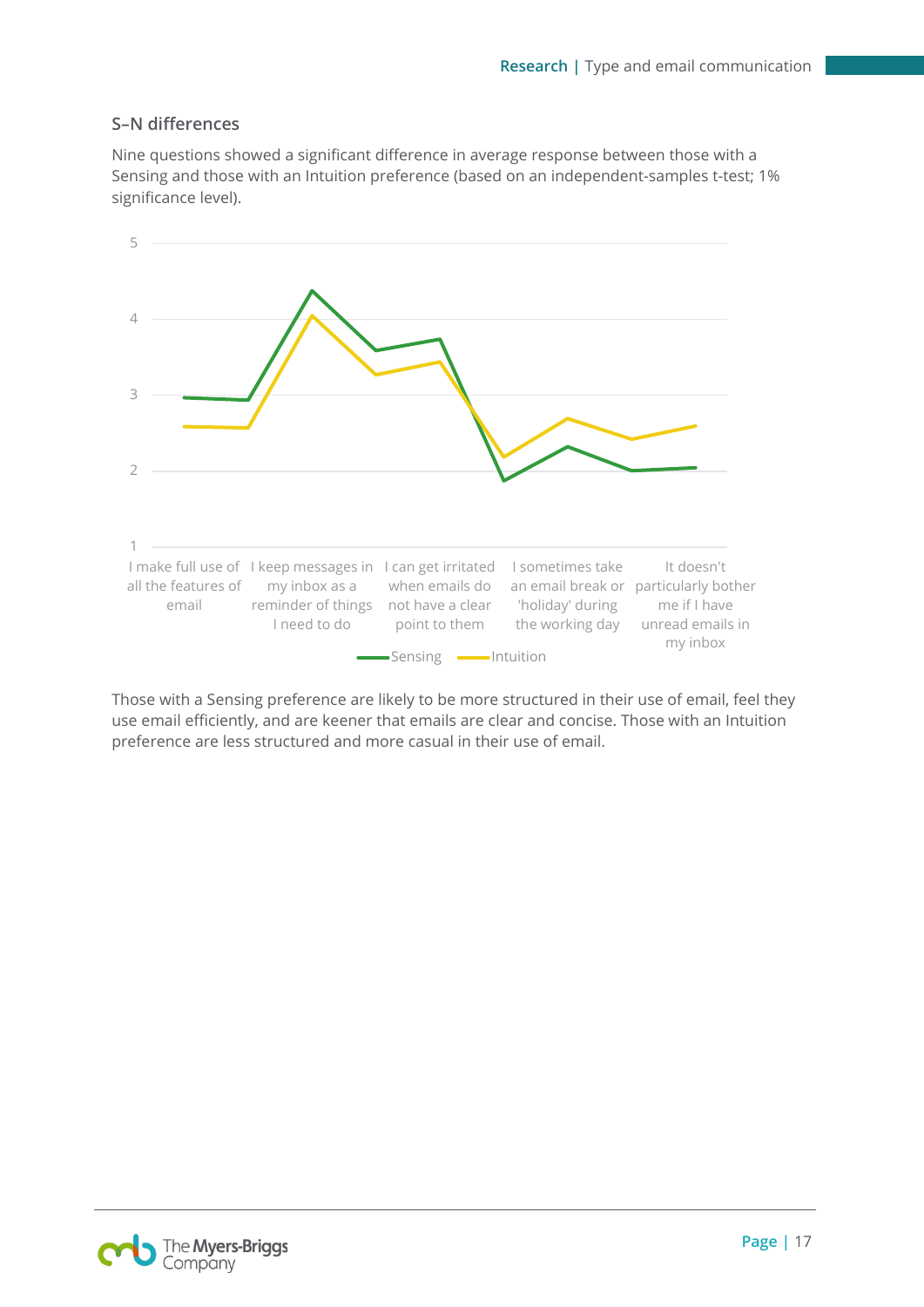### S–N differences

Nine questions showed a significant difference in average response between those with a Sensing and those with an Intuition preference (based on an independent-samples t-test; 1% significance level).

Those with a Sensing preference are likely to be more structured in their use of email, feel they use email efficiently, and are keener that emails are clear and concise. Those with an Intuition preference are less structured and more casual in their use of email.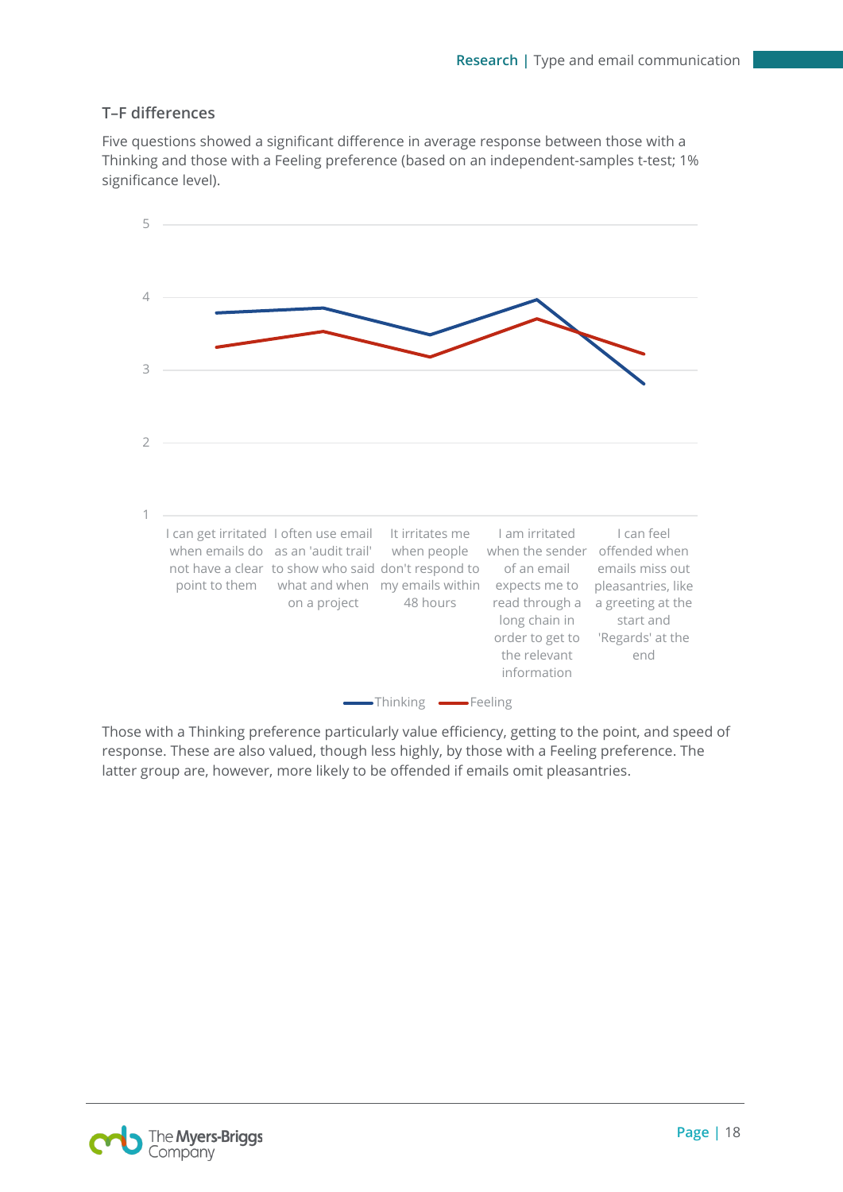### T–F differences

Five questions showed a significant difference in average response between those with a Thinking and those with a Feeling preference (based on an independent-samples t-test; 1% significance level).

| Question | Thinking | Feeling |
|---|---|---|
| I can get irritated when emails do not have a clear point to them | 3.8 | 3.3 |
| I often use email as an 'audit trail' to show who said what and when on a project | 3.9 | 3.5 |
| It irritates me when people don't respond to my emails within 48 hours | 3.5 | 3.2 |
| I am irritated when the sender of an email expects me to read through a long chain in order to get to the relevant information | 4.0 | 3.7 |
| I can feel offended when emails miss out pleasantries, like a greeting at the start and 'Regards' at the end | 2.8 | 3.2 |

Those with a Thinking preference particularly value efficiency, getting to the point, and speed of response. These are also valued, though less highly, by those with a Feeling preference. The latter group are, however, more likely to be offended if emails omit pleasantries.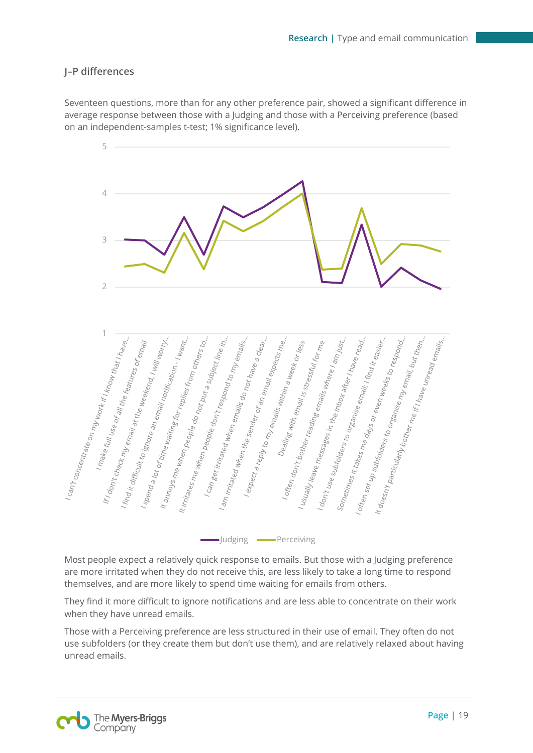### J–P differences

Seventeen questions, more than for any other preference pair, showed a significant difference in average response between those with a Judging and those with a Perceiving preference (based on an independent-samples t-test; 1% significance level).

Most people expect a relatively quick response to emails. But those with a Judging preference are more irritated when they do not receive this, are less likely to take a long time to respond themselves, and are more likely to spend time waiting for emails from others.

They find it more difficult to ignore notifications and are less able to concentrate on their work when they have unread emails.

Those with a Perceiving preference are less structured in their use of email. They often do not use subfolders (or they create them but don't use them), and are relatively relaxed about having unread emails.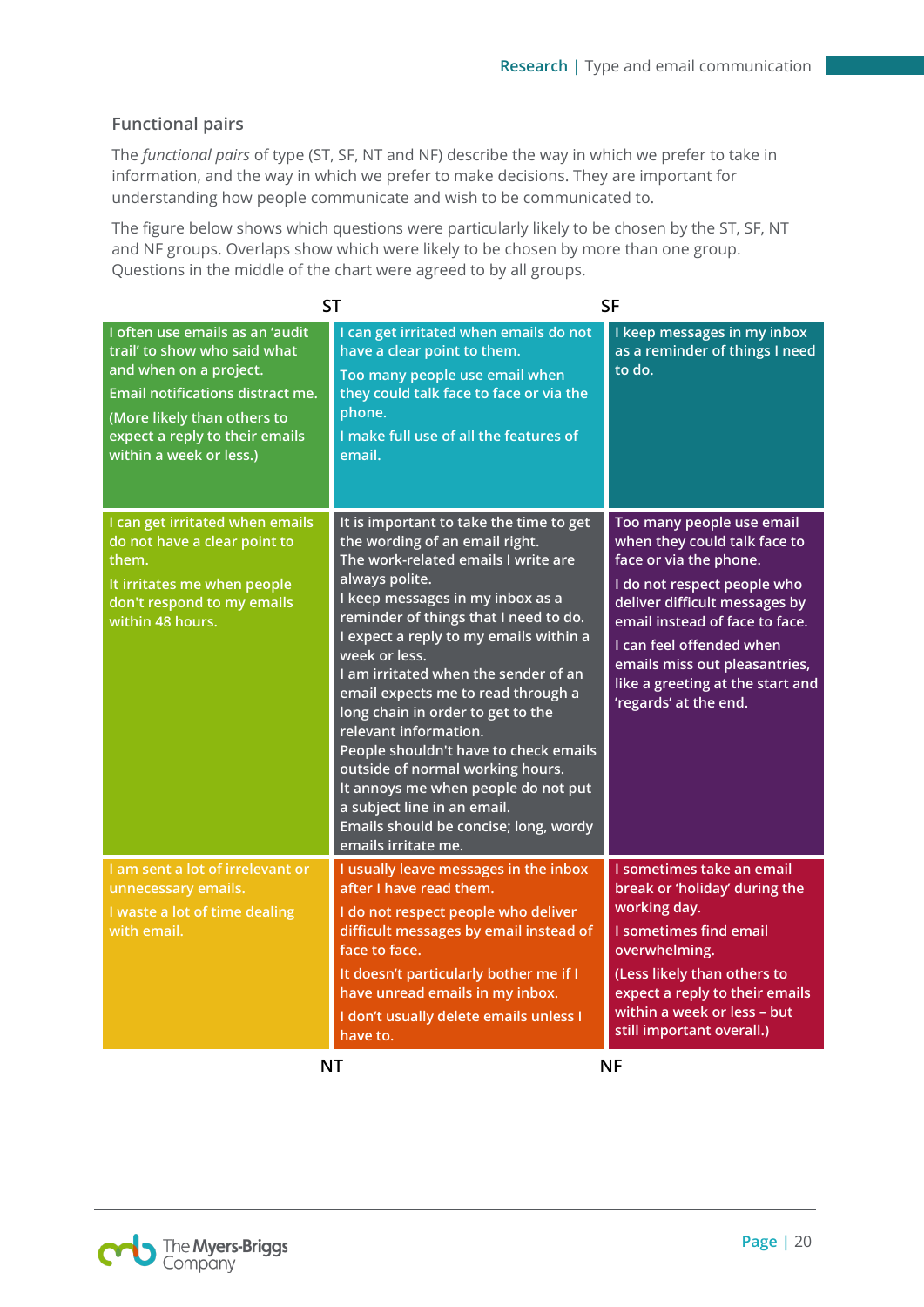### Functional pairs

The *functional pairs* of type (ST, SF, NT and NF) describe the way in which we prefer to take in information, and the way in which we prefer to make decisions. They are important for understanding how people communicate and wish to be communicated to.

The figure below shows which questions were particularly likely to be chosen by the ST, SF, NT and NF groups. Overlaps show which were likely to be chosen by more than one group. Questions in the middle of the chart were agreed to by all groups.

| ST | ST / SF | SF |
|---|---|---|
| I often use emails as an 'audit trail' to show who said what and when on a project.<br>Email notifications distract me.<br>(More likely than others to expect a reply to their emails within a week or less.) | I can get irritated when emails do not have a clear point to them.<br>Too many people use email when they could talk face to face or via the phone.<br>I make full use of all the features of email. | I keep messages in my inbox as a reminder of things I need to do. |
| I can get irritated when emails do not have a clear point to them.<br>It irritates me when people don't respond to my emails within 48 hours. | It is important to take the time to get the wording of an email right.<br>The work-related emails I write are always polite.<br>I keep messages in my inbox as a reminder of things that I need to do.<br>I expect a reply to my emails within a week or less.<br>I am irritated when the sender of an email expects me to read through a long chain in order to get to the relevant information.<br>People shouldn't have to check emails outside of normal working hours.<br>It annoys me when people do not put a subject line in an email.<br>Emails should be concise; long, wordy emails irritate me. | Too many people use email when they could talk face to face or via the phone.<br>I do not respect people who deliver difficult messages by email instead of face to face.<br>I can feel offended when emails miss out pleasantries, like a greeting at the start and 'regards' at the end. |
| I am sent a lot of irrelevant or unnecessary emails.<br>I waste a lot of time dealing with email. | I usually leave messages in the inbox after I have read them.<br>I do not respect people who deliver difficult messages by email instead of face to face.<br>It doesn't particularly bother me if I have unread emails in my inbox.<br>I don't usually delete emails unless I have to. | I sometimes take an email break or 'holiday' during the working day.<br>I sometimes find email overwhelming.<br>(Less likely than others to expect a reply to their emails within a week or less – but still important overall.) |
| NT | NT / NF | NF |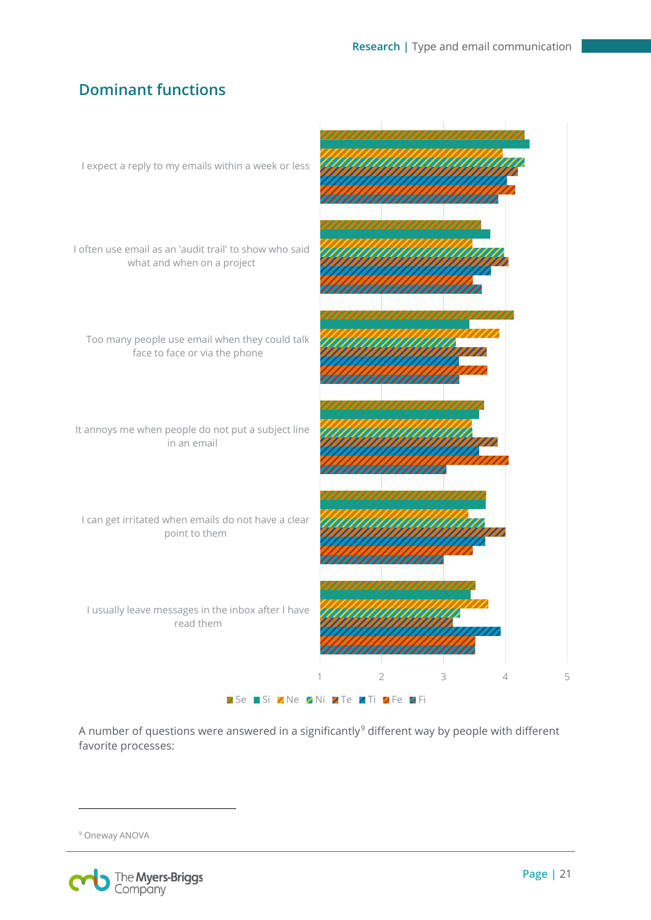## Dominant functions

I expect a reply to my emails within a week or less

I often use email as an 'audit trail' to show who said what and when on a project

Too many people use email when they could talk face to face or via the phone

It annoys me when people do not put a subject line in an email

I can get irritated when emails do not have a clear point to them

I usually leave messages in the inbox after I have read them

1 2 3 4 5

Se Si Ne Ni Te Ti Fe Fi

A number of questions were answered in a significantly[9] different way by people with different favorite processes:

[9] Oneway ANOVA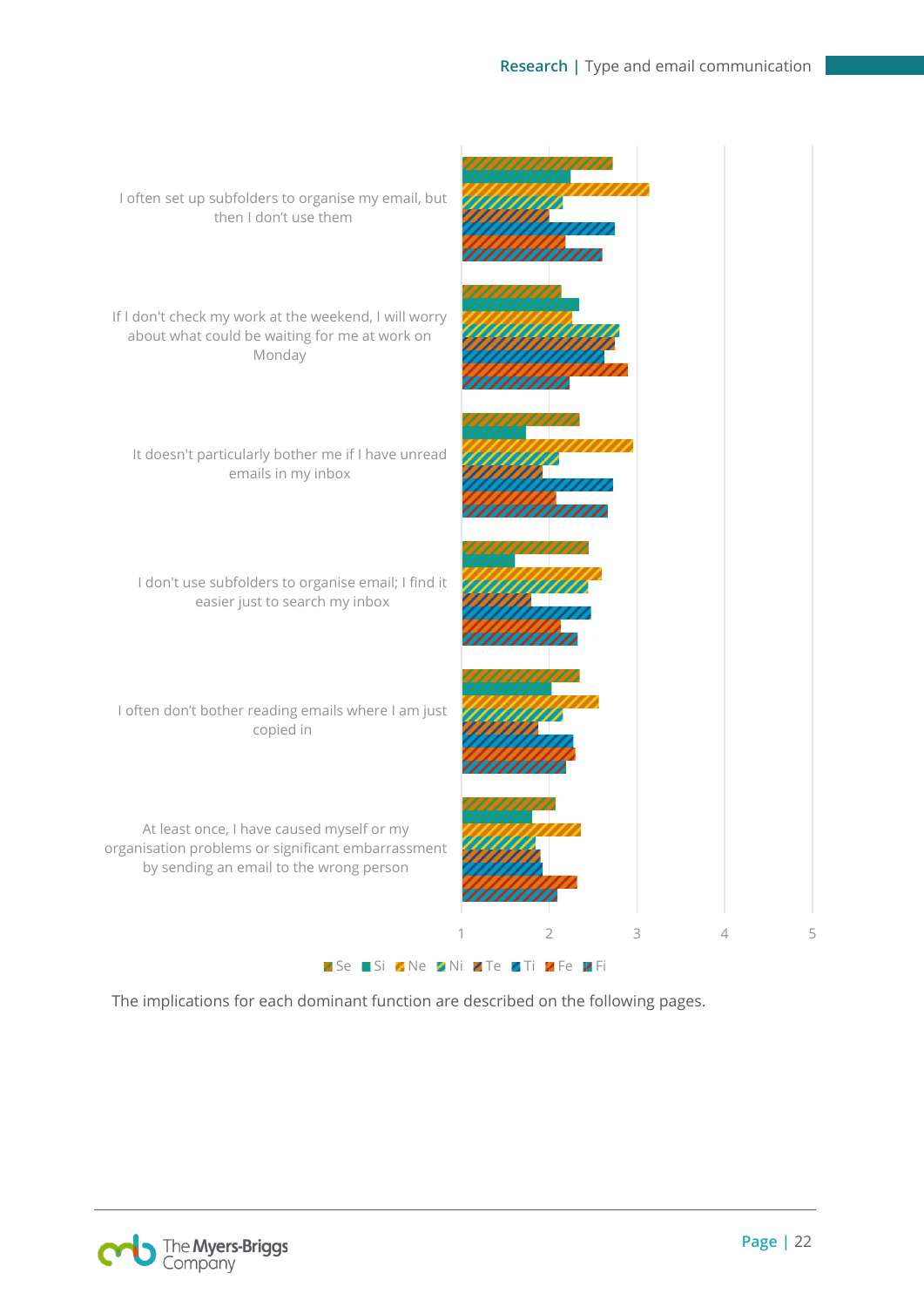I often set up subfolders to organise my email, but then I don't use them

If I don't check my work at the weekend, I will worry about what could be waiting for me at work on Monday

It doesn't particularly bother me if I have unread emails in my inbox

I don't use subfolders to organise email; I find it easier just to search my inbox

I often don't bother reading emails where I am just copied in

At least once, I have caused myself or my organisation problems or significant embarrassment by sending an email to the wrong person

1 2 3 4 5

Se Si Ne Ni Te Ti Fe Fi

The implications for each dominant function are described on the following pages.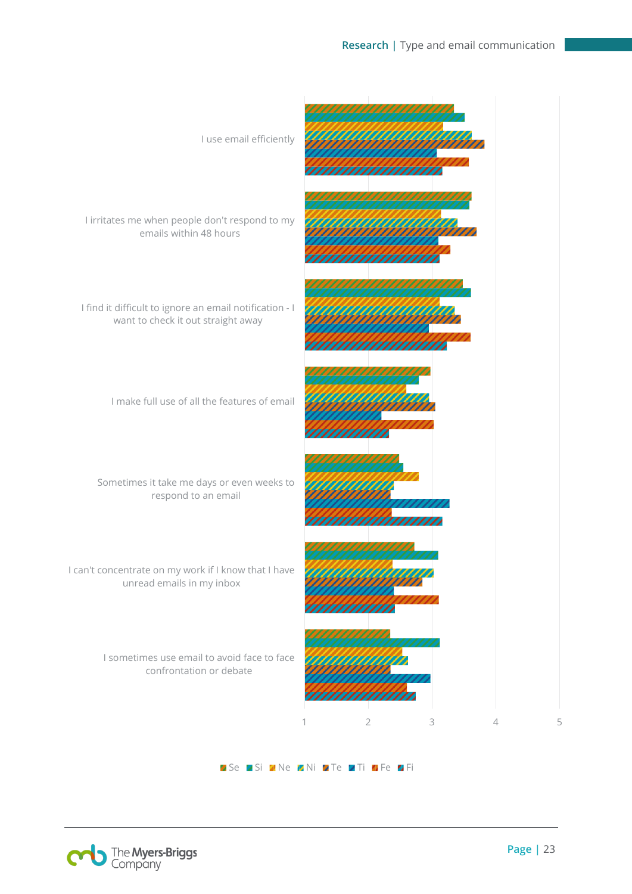I use email efficiently

I irritates me when people don't respond to my emails within 48 hours

I find it difficult to ignore an email notification - I want to check it out straight away

I make full use of all the features of email

Sometimes it take me days or even weeks to respond to an email

I can't concentrate on my work if I know that I have unread emails in my inbox

I sometimes use email to avoid face to face confrontation or debate

1 2 3 4 5

Se Si Ne Ni Te Ti Fe Fi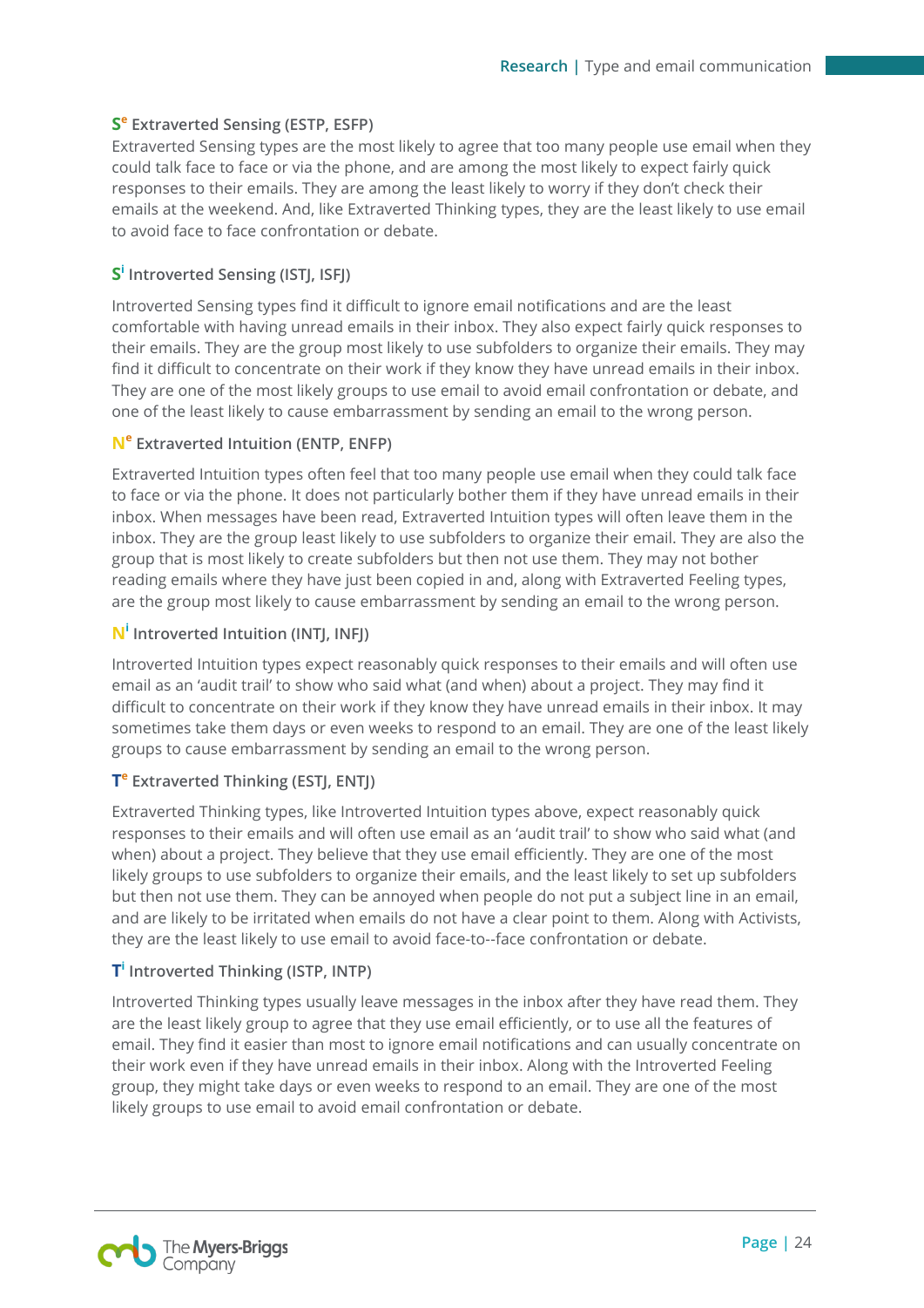### $S^e$ Extraverted Sensing (ESTP, ESFP)

Extraverted Sensing types are the most likely to agree that too many people use email when they could talk face to face or via the phone, and are among the most likely to expect fairly quick responses to their emails. They are among the least likely to worry if they don't check their emails at the weekend. And, like Extraverted Thinking types, they are the least likely to use email to avoid face to face confrontation or debate.

### $S^i$ Introverted Sensing (ISTJ, ISFJ)

Introverted Sensing types find it difficult to ignore email notifications and are the least comfortable with having unread emails in their inbox. They also expect fairly quick responses to their emails. They are the group most likely to use subfolders to organize their emails. They may find it difficult to concentrate on their work if they know they have unread emails in their inbox. They are one of the most likely groups to use email to avoid email confrontation or debate, and one of the least likely to cause embarrassment by sending an email to the wrong person.

### $N^e$ Extraverted Intuition (ENTP, ENFP)

Extraverted Intuition types often feel that too many people use email when they could talk face to face or via the phone. It does not particularly bother them if they have unread emails in their inbox. When messages have been read, Extraverted Intuition types will often leave them in the inbox. They are the group least likely to use subfolders to organize their email. They are also the group that is most likely to create subfolders but then not use them. They may not bother reading emails where they have just been copied in and, along with Extraverted Feeling types, are the group most likely to cause embarrassment by sending an email to the wrong person.

### $N^i$ Introverted Intuition (INTJ, INFJ)

Introverted Intuition types expect reasonably quick responses to their emails and will often use email as an 'audit trail' to show who said what (and when) about a project. They may find it difficult to concentrate on their work if they know they have unread emails in their inbox. It may sometimes take them days or even weeks to respond to an email. They are one of the least likely groups to cause embarrassment by sending an email to the wrong person.

### $T^e$ Extraverted Thinking (ESTJ, ENTJ)

Extraverted Thinking types, like Introverted Intuition types above, expect reasonably quick responses to their emails and will often use email as an 'audit trail' to show who said what (and when) about a project. They believe that they use email efficiently. They are one of the most likely groups to use subfolders to organize their emails, and the least likely to set up subfolders but then not use them. They can be annoyed when people do not put a subject line in an email, and are likely to be irritated when emails do not have a clear point to them. Along with Activists, they are the least likely to use email to avoid face-to--face confrontation or debate.

### $T^i$ Introverted Thinking (ISTP, INTP)

Introverted Thinking types usually leave messages in the inbox after they have read them. They are the least likely group to agree that they use email efficiently, or to use all the features of email. They find it easier than most to ignore email notifications and can usually concentrate on their work even if they have unread emails in their inbox. Along with the Introverted Feeling group, they might take days or even weeks to respond to an email. They are one of the most likely groups to use email to avoid email confrontation or debate.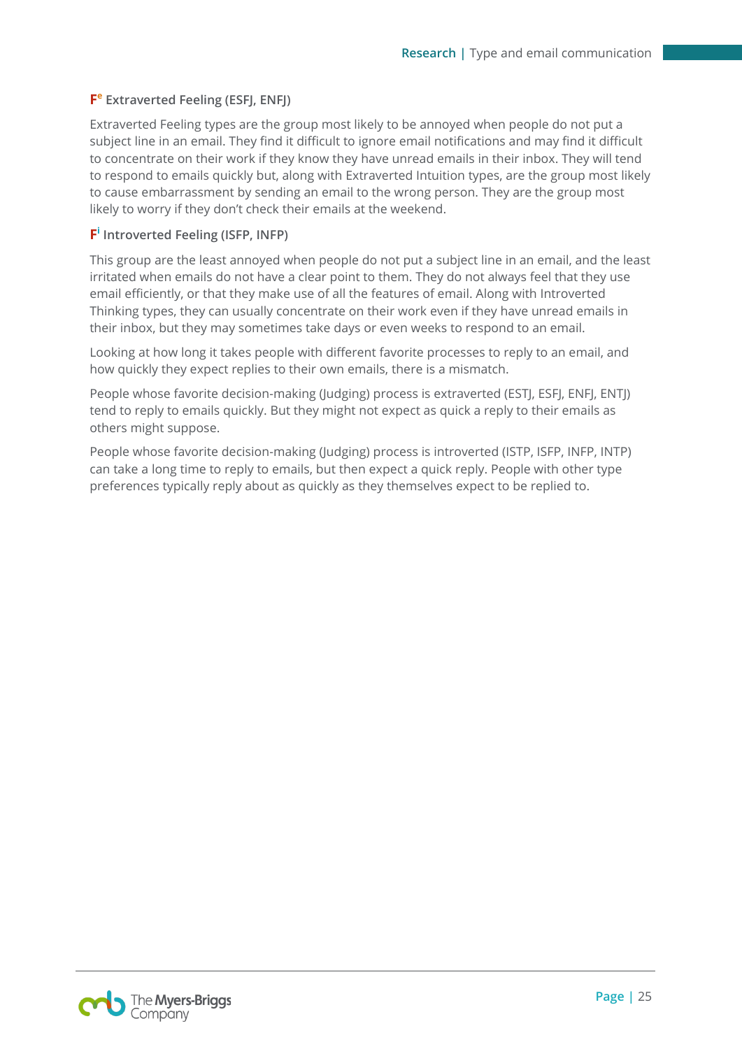### $F^e$ Extraverted Feeling (ESFJ, ENFJ)

Extraverted Feeling types are the group most likely to be annoyed when people do not put a subject line in an email. They find it difficult to ignore email notifications and may find it difficult to concentrate on their work if they know they have unread emails in their inbox. They will tend to respond to emails quickly but, along with Extraverted Intuition types, are the group most likely to cause embarrassment by sending an email to the wrong person. They are the group most likely to worry if they don't check their emails at the weekend.

### $F^i$ Introverted Feeling (ISFP, INFP)

This group are the least annoyed when people do not put a subject line in an email, and the least irritated when emails do not have a clear point to them. They do not always feel that they use email efficiently, or that they make use of all the features of email. Along with Introverted Thinking types, they can usually concentrate on their work even if they have unread emails in their inbox, but they may sometimes take days or even weeks to respond to an email.

Looking at how long it takes people with different favorite processes to reply to an email, and how quickly they expect replies to their own emails, there is a mismatch.

People whose favorite decision-making (Judging) process is extraverted (ESTJ, ESFJ, ENFJ, ENTJ) tend to reply to emails quickly. But they might not expect as quick a reply to their emails as others might suppose.

People whose favorite decision-making (Judging) process is introverted (ISTP, ISFP, INFP, INTP) can take a long time to reply to emails, but then expect a quick reply. People with other type preferences typically reply about as quickly as they themselves expect to be replied to.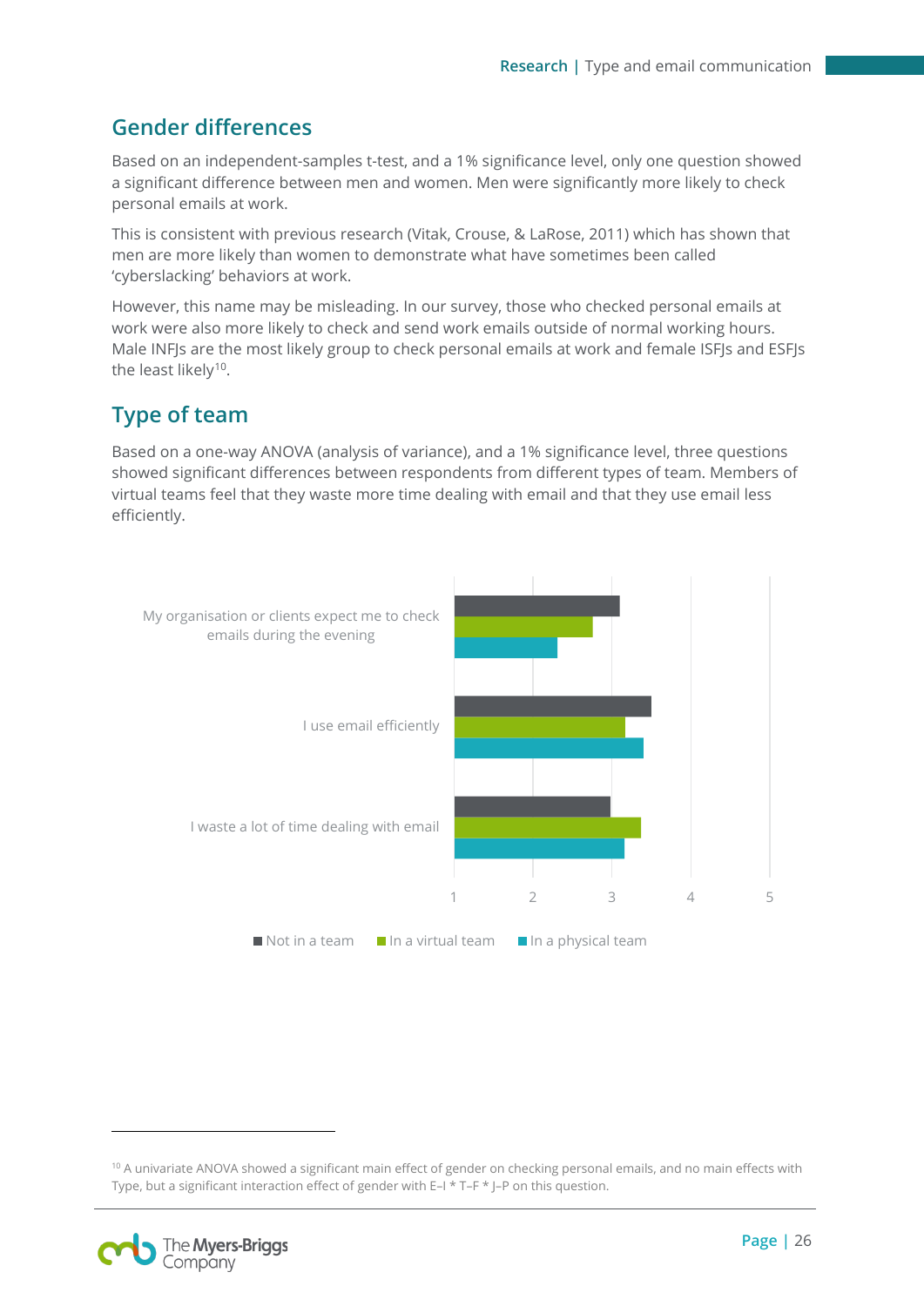## Gender differences

Based on an independent-samples t-test, and a 1% significance level, only one question showed a significant difference between men and women. Men were significantly more likely to check personal emails at work.

This is consistent with previous research (Vitak, Crouse, & LaRose, 2011) which has shown that men are more likely than women to demonstrate what have sometimes been called 'cyberslacking' behaviors at work.

However, this name may be misleading. In our survey, those who checked personal emails at work were also more likely to check and send work emails outside of normal working hours. Male INFJs are the most likely group to check personal emails at work and female ISFJs and ESFJs the least likely[10].

## Type of team

Based on a one-way ANOVA (analysis of variance), and a 1% significance level, three questions showed significant differences between respondents from different types of team. Members of virtual teams feel that they waste more time dealing with email and that they use email less efficiently.

My organisation or clients expect me to check emails during the evening

I use email efficiently

I waste a lot of time dealing with email

1 2 3 4 5

Not in a team | In a virtual team | In a physical team

[10] A univariate ANOVA showed a significant main effect of gender on checking personal emails, and no main effects with Type, but a significant interaction effect of gender with E–I * T–F * J–P on this question.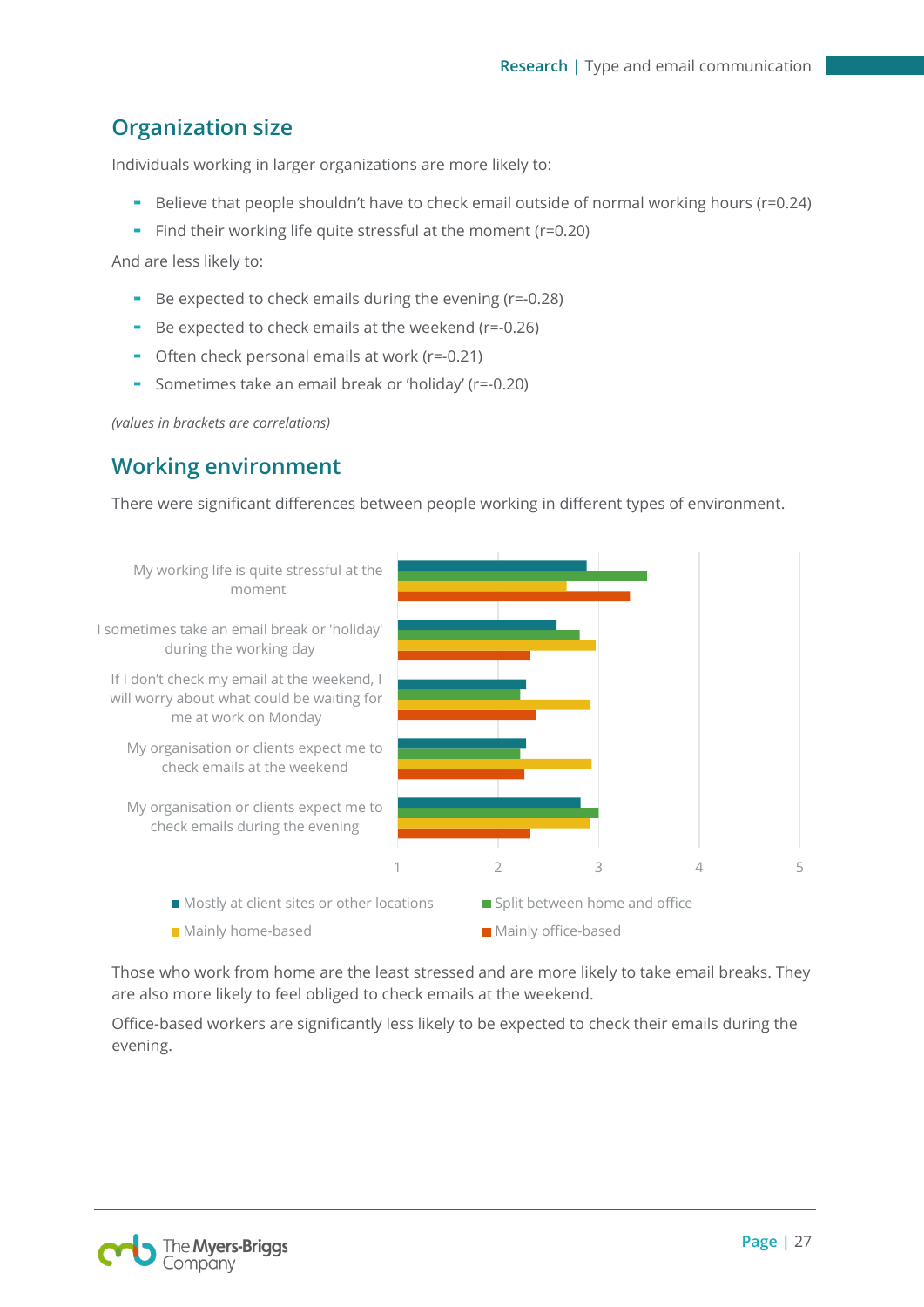## Organization size

Individuals working in larger organizations are more likely to:

- Believe that people shouldn't have to check email outside of normal working hours (r=0.24)
- Find their working life quite stressful at the moment (r=0.20)

And are less likely to:

- Be expected to check emails during the evening (r=-0.28)
- Be expected to check emails at the weekend (r=-0.26)
- Often check personal emails at work (r=-0.21)
- Sometimes take an email break or 'holiday' (r=-0.20)

*(values in brackets are correlations)*

## Working environment

There were significant differences between people working in different types of environment.

Those who work from home are the least stressed and are more likely to take email breaks. They are also more likely to feel obliged to check emails at the weekend.

Office-based workers are significantly less likely to be expected to check their emails during the evening.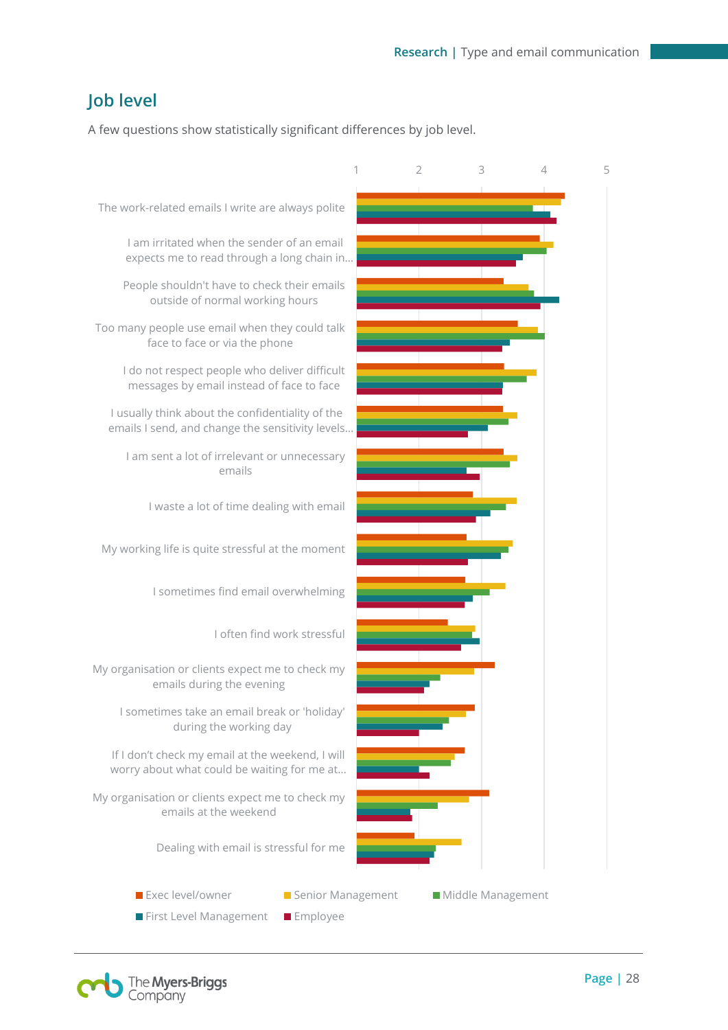## Job level

A few questions show statistically significant differences by job level.

| Statement | Exec level/owner | Senior Management | Middle Management | First Level Management | Employee |
|---|---|---|---|---|---|
| The work-related emails I write are always polite | 4.33 | 4.27 | 3.82 | 4.10 | 4.20 |
| I am irritated when the sender of an email expects me to read through a long chain in... | 3.93 | 4.15 | 4.04 | 3.66 | 3.55 |
| People shouldn't have to check their emails outside of normal working hours | 3.35 | 3.75 | 3.84 | 4.24 | 3.94 |
| Too many people use email when they could talk face to face or via the phone | 3.58 | 3.90 | 4.01 | 3.45 | 3.34 |
| I do not respect people who deliver difficult messages by email instead of face to face | 3.36 | 3.88 | 3.72 | 3.34 | 3.33 |
| I usually think about the confidentiality of the emails I send, and change the sensitivity levels... | 3.34 | 3.57 | 3.43 | 3.10 | 2.78 |
| I am sent a lot of irrelevant or unnecessary emails | 3.35 | 3.57 | 3.45 | 2.76 | 2.97 |
| I waste a lot of time dealing with email | 2.86 | 3.56 | 3.39 | 3.14 | 2.91 |
| My working life is quite stressful at the moment | 2.76 | 3.50 | 3.43 | 3.31 | 2.78 |
| I sometimes find email overwhelming | 2.74 | 3.39 | 3.13 | 2.86 | 2.73 |
| I often find work stressful | 2.46 | 2.90 | 2.85 | 2.97 | 2.67 |
| My organisation or clients expect me to check my emails during the evening | 3.21 | 2.88 | 2.34 | 2.17 | 2.09 |
| I sometimes take an email break or 'holiday' during the working day | 2.89 | 2.75 | 2.48 | 2.38 | 2.00 |
| If I don't check my email at the weekend, I will worry about what could be waiting for me at... | 2.73 | 2.57 | 2.51 | 2.00 | 2.17 |
| My organisation or clients expect me to check my emails at the weekend | 3.12 | 2.80 | 2.30 | 1.86 | 1.89 |
| Dealing with email is stressful for me | 1.93 | 2.68 | 2.27 | 2.24 | 2.17 |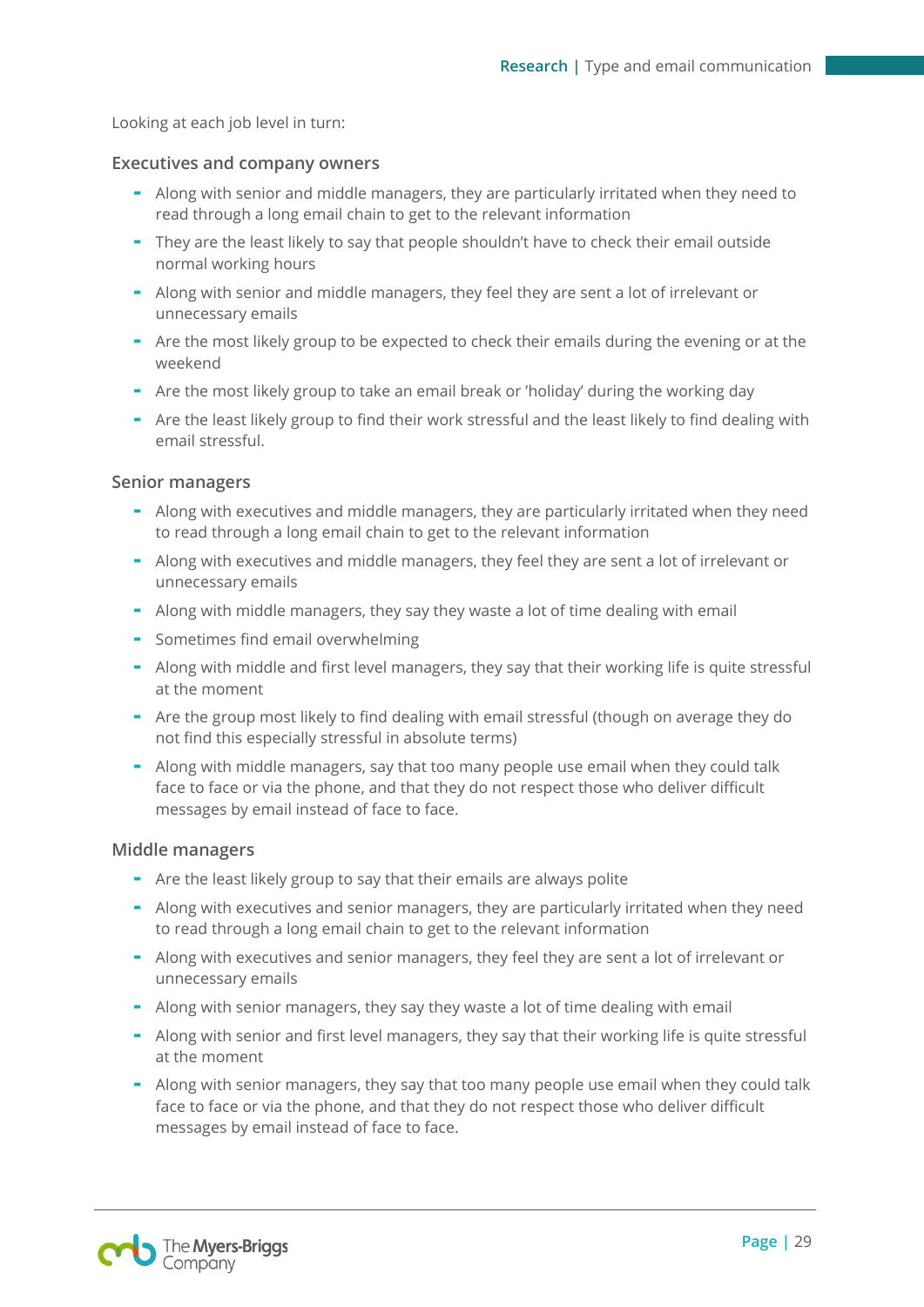Looking at each job level in turn:

### Executives and company owners

- Along with senior and middle managers, they are particularly irritated when they need to read through a long email chain to get to the relevant information
- They are the least likely to say that people shouldn't have to check their email outside normal working hours
- Along with senior and middle managers, they feel they are sent a lot of irrelevant or unnecessary emails
- Are the most likely group to be expected to check their emails during the evening or at the weekend
- Are the most likely group to take an email break or 'holiday' during the working day
- Are the least likely group to find their work stressful and the least likely to find dealing with email stressful.

### Senior managers

- Along with executives and middle managers, they are particularly irritated when they need to read through a long email chain to get to the relevant information
- Along with executives and middle managers, they feel they are sent a lot of irrelevant or unnecessary emails
- Along with middle managers, they say they waste a lot of time dealing with email
- Sometimes find email overwhelming
- Along with middle and first level managers, they say that their working life is quite stressful at the moment
- Are the group most likely to find dealing with email stressful (though on average they do not find this especially stressful in absolute terms)
- Along with middle managers, say that too many people use email when they could talk face to face or via the phone, and that they do not respect those who deliver difficult messages by email instead of face to face.

### Middle managers

- Are the least likely group to say that their emails are always polite
- Along with executives and senior managers, they are particularly irritated when they need to read through a long email chain to get to the relevant information
- Along with executives and senior managers, they feel they are sent a lot of irrelevant or unnecessary emails
- Along with senior managers, they say they waste a lot of time dealing with email
- Along with senior and first level managers, they say that their working life is quite stressful at the moment
- Along with senior managers, they say that too many people use email when they could talk face to face or via the phone, and that they do not respect those who deliver difficult messages by email instead of face to face.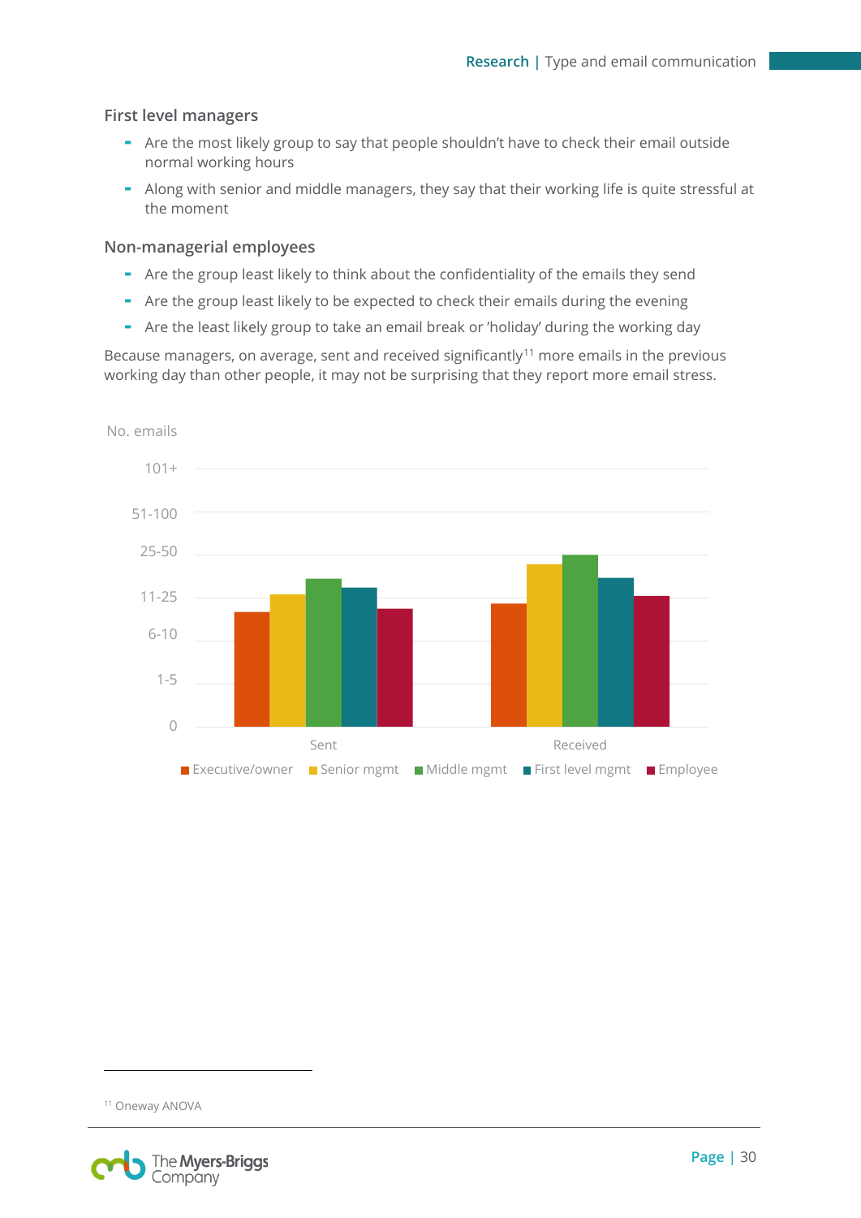### First level managers

- Are the most likely group to say that people shouldn't have to check their email outside normal working hours
- Along with senior and middle managers, they say that their working life is quite stressful at the moment

### Non-managerial employees

- Are the group least likely to think about the confidentiality of the emails they send
- Are the group least likely to be expected to check their emails during the evening
- Are the least likely group to take an email break or 'holiday' during the working day

Because managers, on average, sent and received significantly[11] more emails in the previous working day than other people, it may not be surprising that they report more email stress.

No. emails

101+

51-100

25-50

11-25

6-10

1-5

0

Sent Received

Executive/owner Senior mgmt Middle mgmt First level mgmt Employee

[11] Oneway ANOVA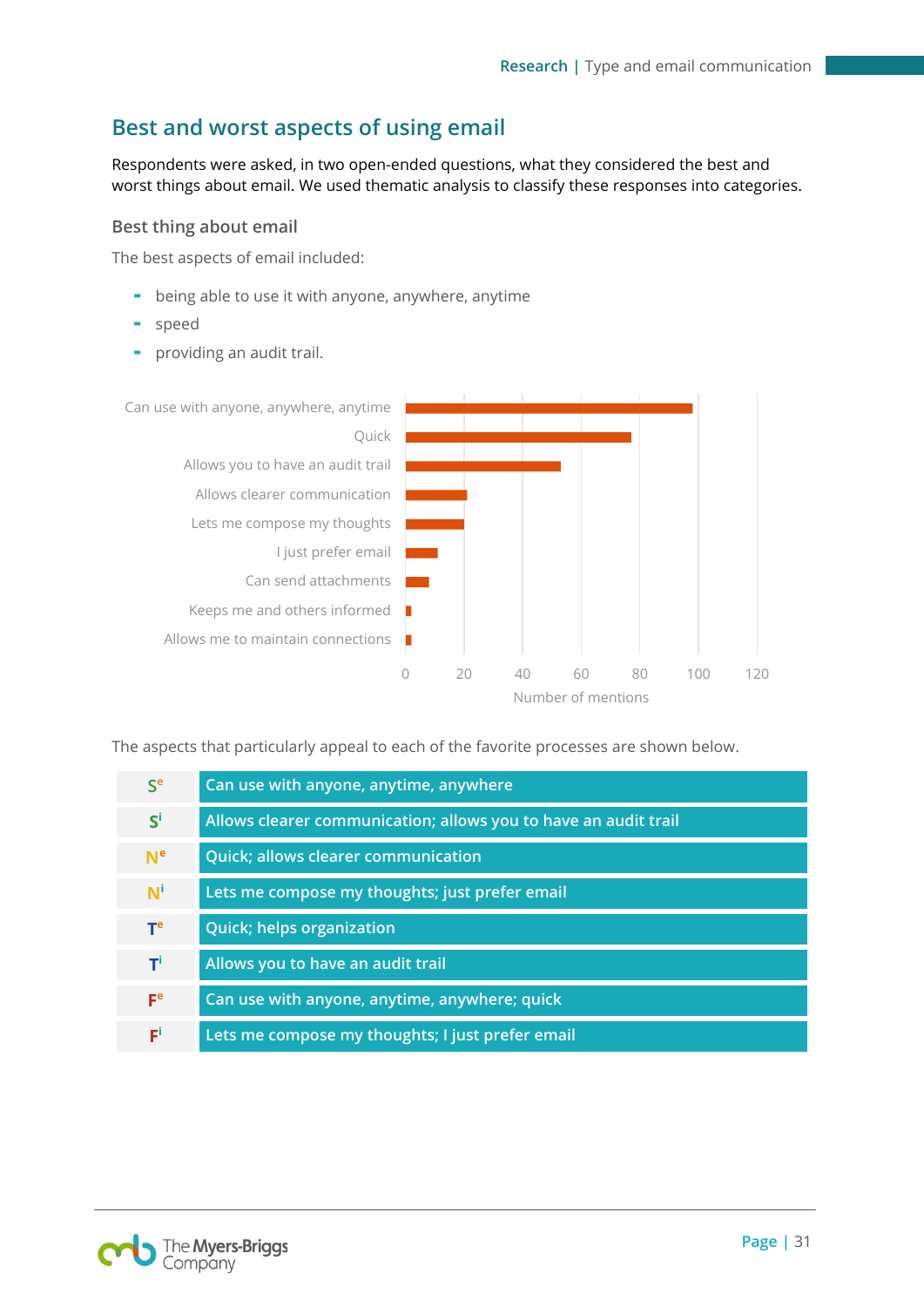## Best and worst aspects of using email

Respondents were asked, in two open-ended questions, what they considered the best and worst things about email. We used thematic analysis to classify these responses into categories.

### Best thing about email

The best aspects of email included:

- being able to use it with anyone, anywhere, anytime
- speed
- providing an audit trail.

Can use with anyone, anywhere, anytime
Quick
Allows you to have an audit trail
Allows clearer communication
Lets me compose my thoughts
I just prefer email
Can send attachments
Keeps me and others informed
Allows me to maintain connections

0 20 40 60 80 100 120
Number of mentions

The aspects that particularly appeal to each of the favorite processes are shown below.

| | |
|---|---|
| $S^e$ | Can use with anyone, anytime, anywhere |
| $S^i$ | Allows clearer communication; allows you to have an audit trail |
| $N^e$ | Quick; allows clearer communication |
| $N^i$ | Lets me compose my thoughts; just prefer email |
| $T^e$ | Quick; helps organization |
| $T^i$ | Allows you to have an audit trail |
| $F^e$ | Can use with anyone, anytime, anywhere; quick |
| $F^i$ | Lets me compose my thoughts; I just prefer email |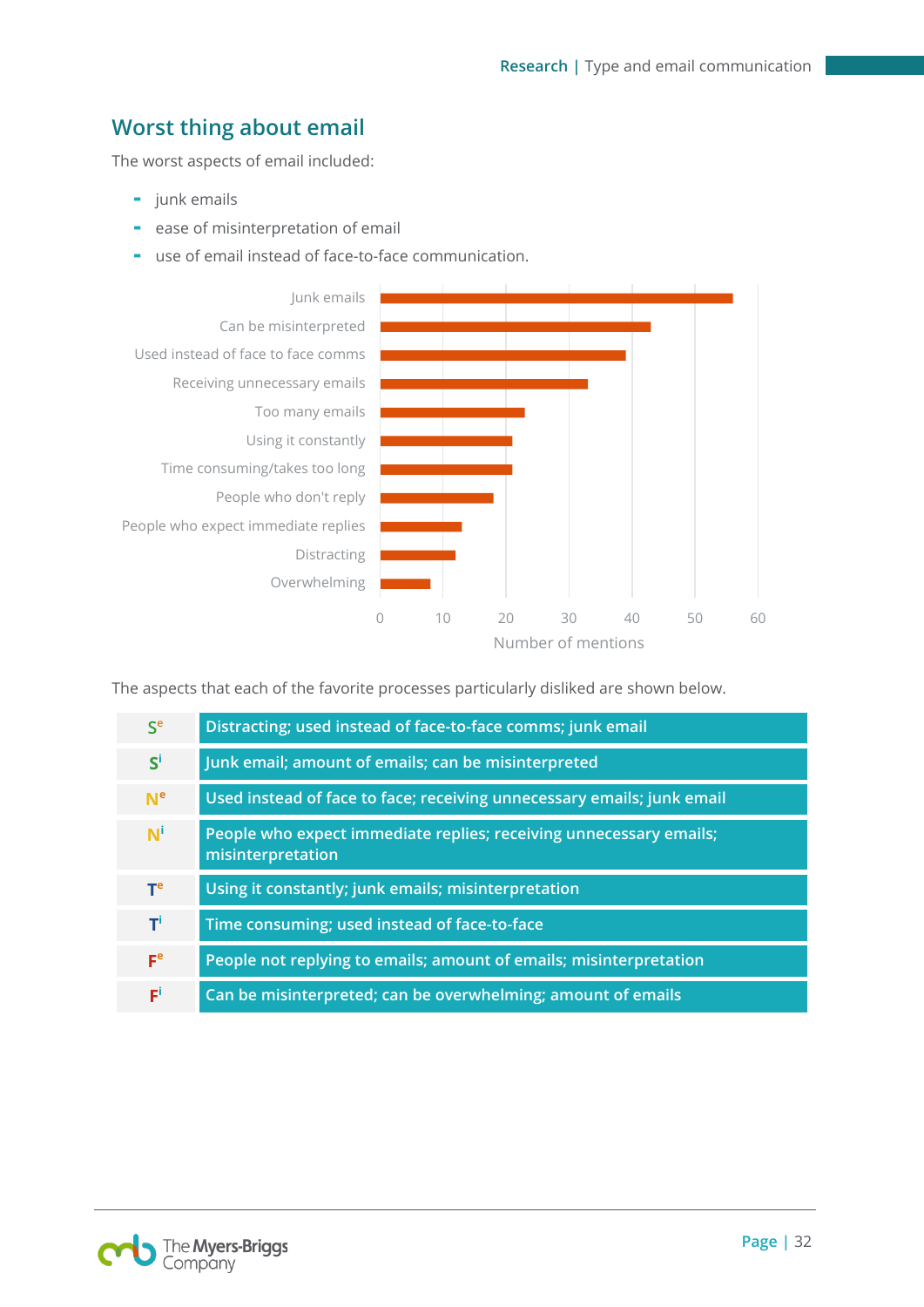## Worst thing about email

The worst aspects of email included:

- junk emails
- ease of misinterpretation of email
- use of email instead of face-to-face communication.

Junk emails
Can be misinterpreted
Used instead of face to face comms
Receiving unnecessary emails
Too many emails
Using it constantly
Time consuming/takes too long
People who don't reply
People who expect immediate replies
Distracting
Overwhelming

0 10 20 30 40 50 60

Number of mentions

The aspects that each of the favorite processes particularly disliked are shown below.

| | |
|---|---|
| $S^e$ | Distracting; used instead of face-to-face comms; junk email |
| $S^i$ | Junk email; amount of emails; can be misinterpreted |
| $N^e$ | Used instead of face to face; receiving unnecessary emails; junk email |
| $N^i$ | People who expect immediate replies; receiving unnecessary emails; misinterpretation |
| $T^e$ | Using it constantly; junk emails; misinterpretation |
| $T^i$ | Time consuming; used instead of face-to-face |
| $F^e$ | People not replying to emails; amount of emails; misinterpretation |
| $F^i$ | Can be misinterpreted; can be overwhelming; amount of emails |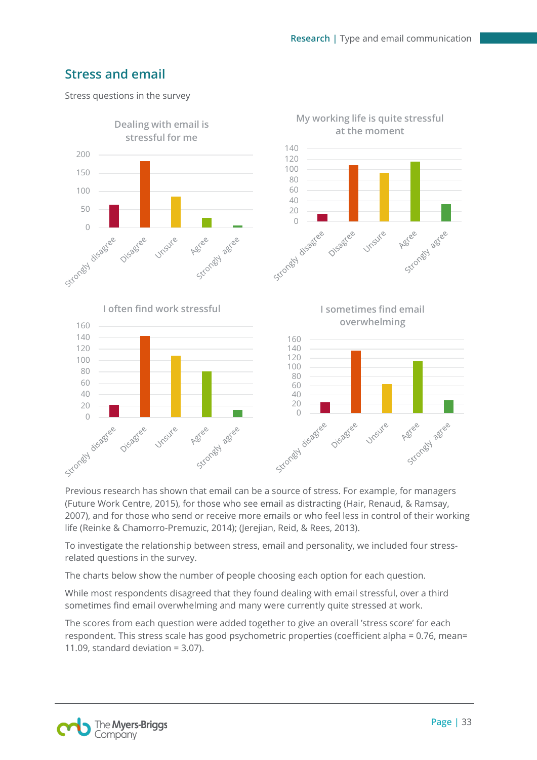## Stress and email

Stress questions in the survey

Dealing with email is stressful for me

My working life is quite stressful at the moment

I often find work stressful

I sometimes find email overwhelming

Previous research has shown that email can be a source of stress. For example, for managers (Future Work Centre, 2015), for those who see email as distracting (Hair, Renaud, & Ramsay, 2007), and for those who send or receive more emails or who feel less in control of their working life (Reinke & Chamorro-Premuzic, 2014); (Jerejian, Reid, & Rees, 2013).

To investigate the relationship between stress, email and personality, we included four stress-related questions in the survey.

The charts below show the number of people choosing each option for each question.

While most respondents disagreed that they found dealing with email stressful, over a third sometimes find email overwhelming and many were currently quite stressed at work.

The scores from each question were added together to give an overall 'stress score' for each respondent. This stress scale has good psychometric properties (coefficient alpha = 0.76, mean= 11.09, standard deviation = 3.07).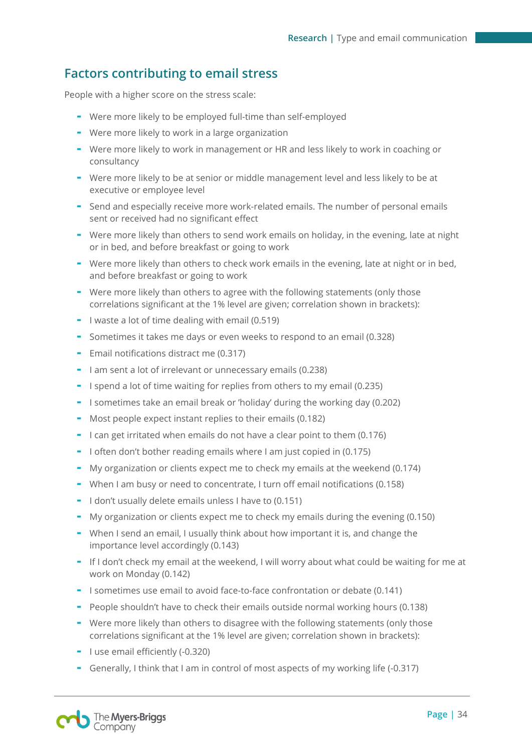## Factors contributing to email stress

People with a higher score on the stress scale:

- Were more likely to be employed full-time than self-employed
- Were more likely to work in a large organization
- Were more likely to work in management or HR and less likely to work in coaching or consultancy
- Were more likely to be at senior or middle management level and less likely to be at executive or employee level
- Send and especially receive more work-related emails. The number of personal emails sent or received had no significant effect
- Were more likely than others to send work emails on holiday, in the evening, late at night or in bed, and before breakfast or going to work
- Were more likely than others to check work emails in the evening, late at night or in bed, and before breakfast or going to work
- Were more likely than others to agree with the following statements (only those correlations significant at the 1% level are given; correlation shown in brackets):
- I waste a lot of time dealing with email (0.519)
- Sometimes it takes me days or even weeks to respond to an email (0.328)
- Email notifications distract me (0.317)
- I am sent a lot of irrelevant or unnecessary emails (0.238)
- I spend a lot of time waiting for replies from others to my email (0.235)
- I sometimes take an email break or 'holiday' during the working day (0.202)
- Most people expect instant replies to their emails (0.182)
- I can get irritated when emails do not have a clear point to them (0.176)
- I often don't bother reading emails where I am just copied in (0.175)
- My organization or clients expect me to check my emails at the weekend (0.174)
- When I am busy or need to concentrate, I turn off email notifications (0.158)
- I don't usually delete emails unless I have to (0.151)
- My organization or clients expect me to check my emails during the evening (0.150)
- When I send an email, I usually think about how important it is, and change the importance level accordingly (0.143)
- If I don't check my email at the weekend, I will worry about what could be waiting for me at work on Monday (0.142)
- I sometimes use email to avoid face-to-face confrontation or debate (0.141)
- People shouldn't have to check their emails outside normal working hours (0.138)
- Were more likely than others to disagree with the following statements (only those correlations significant at the 1% level are given; correlation shown in brackets):
- I use email efficiently (-0.320)
- Generally, I think that I am in control of most aspects of my working life (-0.317)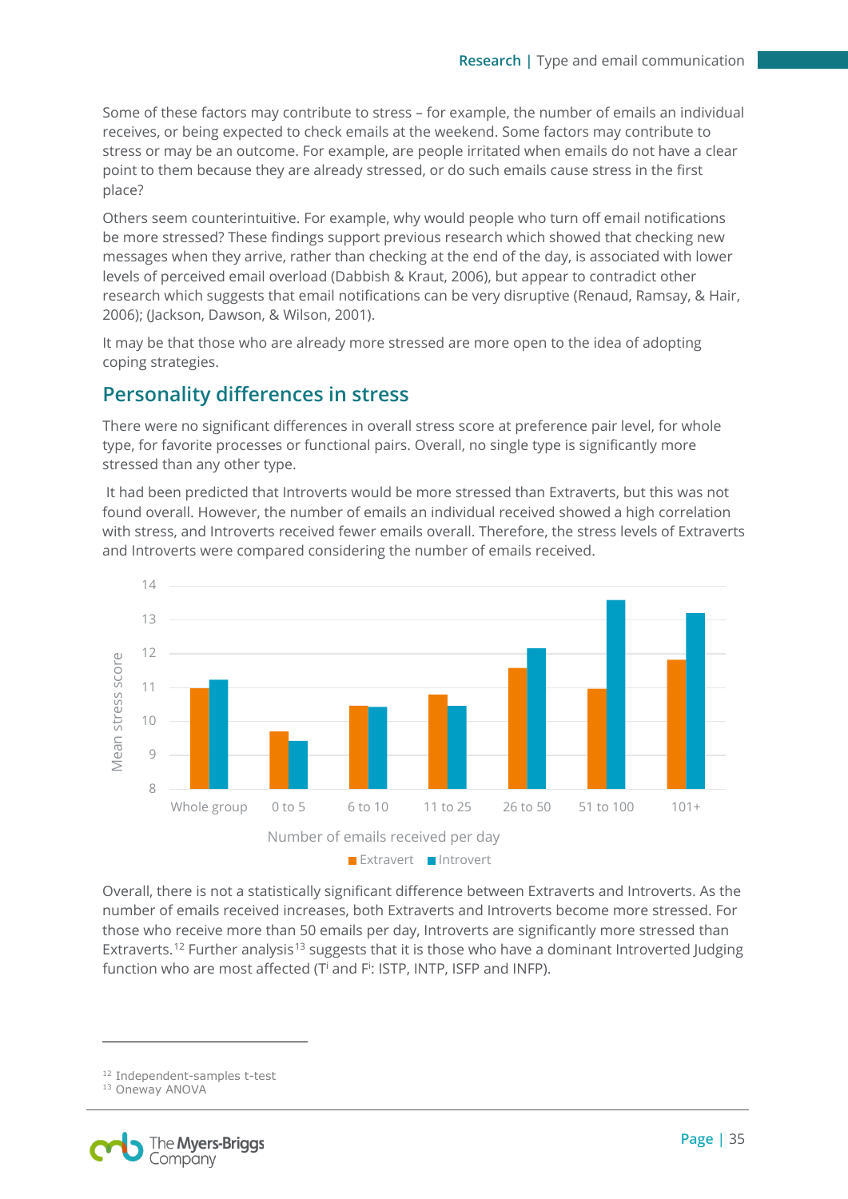Some of these factors may contribute to stress – for example, the number of emails an individual receives, or being expected to check emails at the weekend. Some factors may contribute to stress or may be an outcome. For example, are people irritated when emails do not have a clear point to them because they are already stressed, or do such emails cause stress in the first place?

Others seem counterintuitive. For example, why would people who turn off email notifications be more stressed? These findings support previous research which showed that checking new messages when they arrive, rather than checking at the end of the day, is associated with lower levels of perceived email overload (Dabbish & Kraut, 2006), but appear to contradict other research which suggests that email notifications can be very disruptive (Renaud, Ramsay, & Hair, 2006); (Jackson, Dawson, & Wilson, 2001).

It may be that those who are already more stressed are more open to the idea of adopting coping strategies.

## Personality differences in stress

There were no significant differences in overall stress score at preference pair level, for whole type, for favorite processes or functional pairs. Overall, no single type is significantly more stressed than any other type.

It had been predicted that Introverts would be more stressed than Extraverts, but this was not found overall. However, the number of emails an individual received showed a high correlation with stress, and Introverts received fewer emails overall. Therefore, the stress levels of Extraverts and Introverts were compared considering the number of emails received.

Overall, there is not a statistically significant difference between Extraverts and Introverts. As the number of emails received increases, both Extraverts and Introverts become more stressed. For those who receive more than 50 emails per day, Introverts are significantly more stressed than Extraverts.[12] Further analysis[13] suggests that it is those who have a dominant Introverted Judging function who are most affected ($T^i$ and $F^i$: ISTP, INTP, ISFP and INFP).

[12] Independent-samples t-test
[13] Oneway ANOVA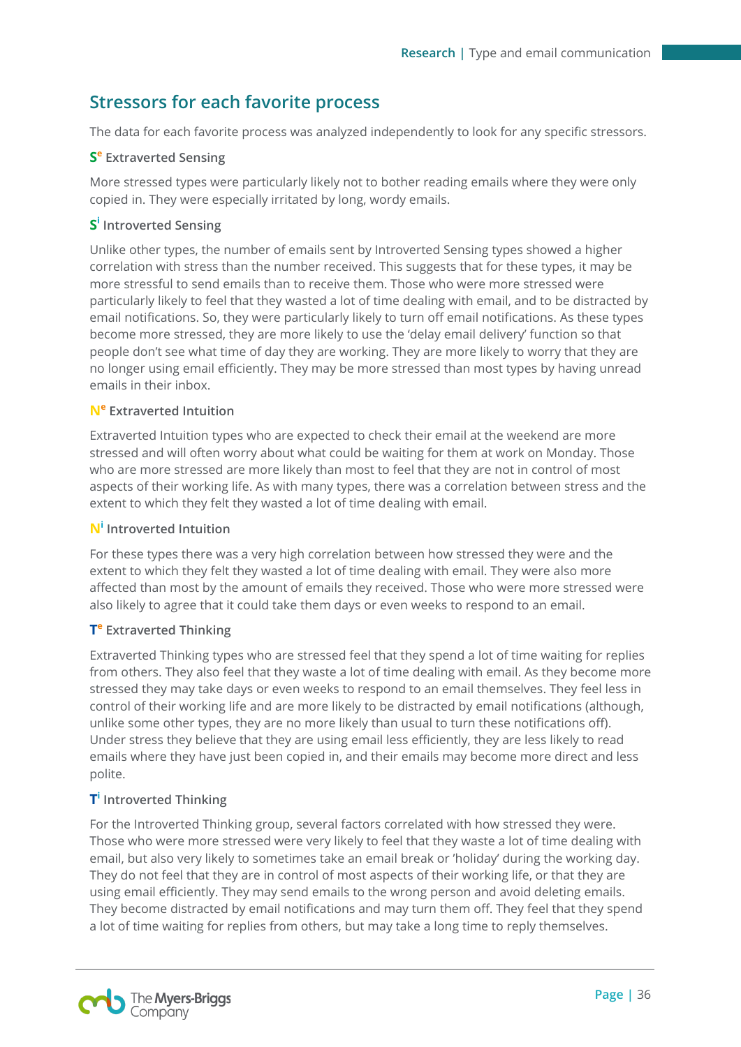## Stressors for each favorite process

The data for each favorite process was analyzed independently to look for any specific stressors.

### $S^e$ Extraverted Sensing

More stressed types were particularly likely not to bother reading emails where they were only copied in. They were especially irritated by long, wordy emails.

### $S^i$ Introverted Sensing

Unlike other types, the number of emails sent by Introverted Sensing types showed a higher correlation with stress than the number received. This suggests that for these types, it may be more stressful to send emails than to receive them. Those who were more stressed were particularly likely to feel that they wasted a lot of time dealing with email, and to be distracted by email notifications. So, they were particularly likely to turn off email notifications. As these types become more stressed, they are more likely to use the 'delay email delivery' function so that people don't see what time of day they are working. They are more likely to worry that they are no longer using email efficiently. They may be more stressed than most types by having unread emails in their inbox.

### $N^e$ Extraverted Intuition

Extraverted Intuition types who are expected to check their email at the weekend are more stressed and will often worry about what could be waiting for them at work on Monday. Those who are more stressed are more likely than most to feel that they are not in control of most aspects of their working life. As with many types, there was a correlation between stress and the extent to which they felt they wasted a lot of time dealing with email.

### $N^i$ Introverted Intuition

For these types there was a very high correlation between how stressed they were and the extent to which they felt they wasted a lot of time dealing with email. They were also more affected than most by the amount of emails they received. Those who were more stressed were also likely to agree that it could take them days or even weeks to respond to an email.

### $T^e$ Extraverted Thinking

Extraverted Thinking types who are stressed feel that they spend a lot of time waiting for replies from others. They also feel that they waste a lot of time dealing with email. As they become more stressed they may take days or even weeks to respond to an email themselves. They feel less in control of their working life and are more likely to be distracted by email notifications (although, unlike some other types, they are no more likely than usual to turn these notifications off). Under stress they believe that they are using email less efficiently, they are less likely to read emails where they have just been copied in, and their emails may become more direct and less polite.

### $T^i$ Introverted Thinking

For the Introverted Thinking group, several factors correlated with how stressed they were. Those who were more stressed were very likely to feel that they waste a lot of time dealing with email, but also very likely to sometimes take an email break or 'holiday' during the working day. They do not feel that they are in control of most aspects of their working life, or that they are using email efficiently. They may send emails to the wrong person and avoid deleting emails. They become distracted by email notifications and may turn them off. They feel that they spend a lot of time waiting for replies from others, but may take a long time to reply themselves.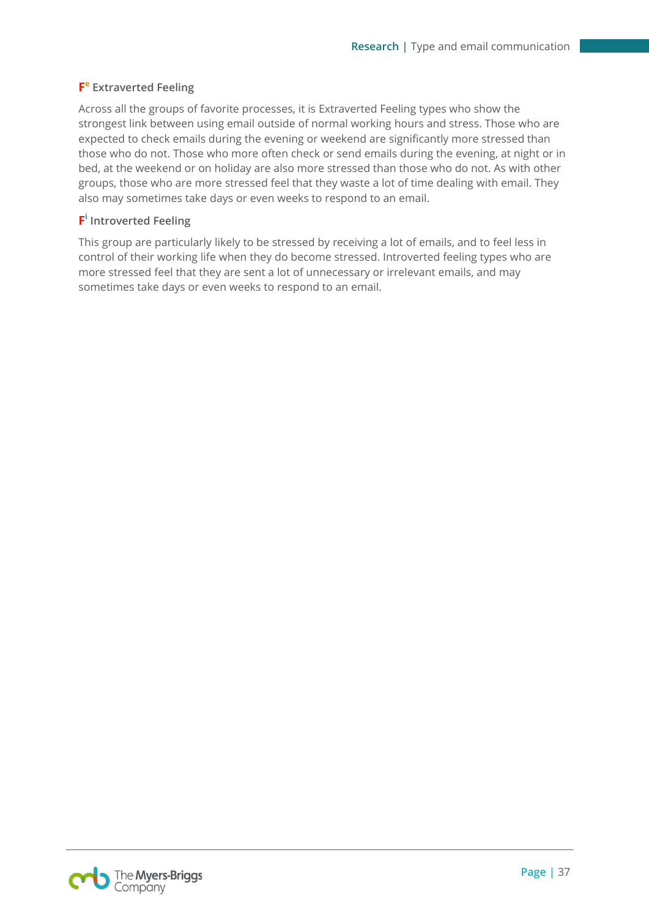### $F^e$ Extraverted Feeling

Across all the groups of favorite processes, it is Extraverted Feeling types who show the strongest link between using email outside of normal working hours and stress. Those who are expected to check emails during the evening or weekend are significantly more stressed than those who do not. Those who more often check or send emails during the evening, at night or in bed, at the weekend or on holiday are also more stressed than those who do not. As with other groups, those who are more stressed feel that they waste a lot of time dealing with email. They also may sometimes take days or even weeks to respond to an email.

### $F^i$ Introverted Feeling

This group are particularly likely to be stressed by receiving a lot of emails, and to feel less in control of their working life when they do become stressed. Introverted feeling types who are more stressed feel that they are sent a lot of unnecessary or irrelevant emails, and may sometimes take days or even weeks to respond to an email.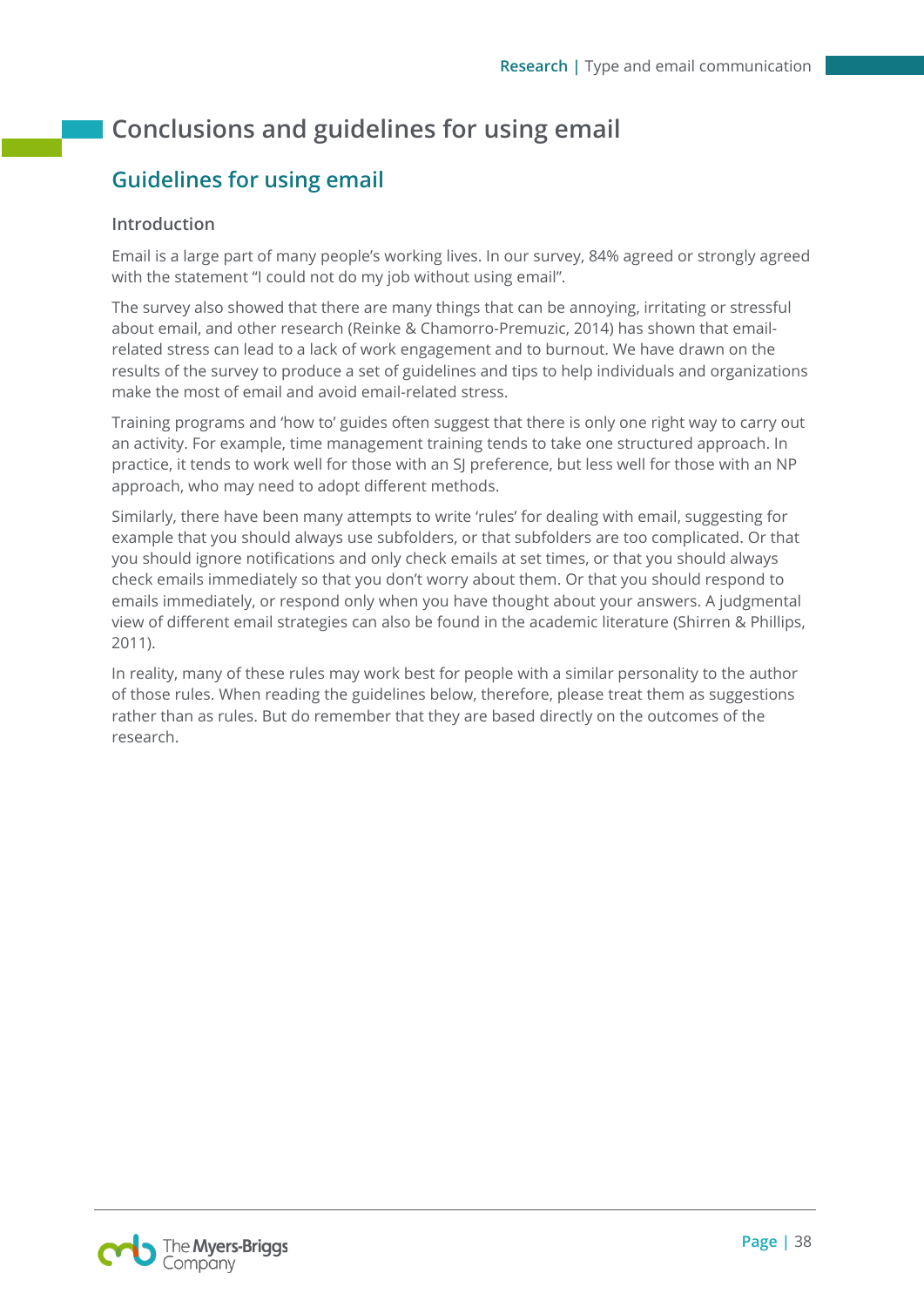# Conclusions and guidelines for using email

## Guidelines for using email

### Introduction

Email is a large part of many people's working lives. In our survey, 84% agreed or strongly agreed with the statement "I could not do my job without using email".

The survey also showed that there are many things that can be annoying, irritating or stressful about email, and other research (Reinke & Chamorro-Premuzic, 2014) has shown that email-related stress can lead to a lack of work engagement and to burnout. We have drawn on the results of the survey to produce a set of guidelines and tips to help individuals and organizations make the most of email and avoid email-related stress.

Training programs and 'how to' guides often suggest that there is only one right way to carry out an activity. For example, time management training tends to take one structured approach. In practice, it tends to work well for those with an SJ preference, but less well for those with an NP approach, who may need to adopt different methods.

Similarly, there have been many attempts to write 'rules' for dealing with email, suggesting for example that you should always use subfolders, or that subfolders are too complicated. Or that you should ignore notifications and only check emails at set times, or that you should always check emails immediately so that you don't worry about them. Or that you should respond to emails immediately, or respond only when you have thought about your answers. A judgmental view of different email strategies can also be found in the academic literature (Shirren & Phillips, 2011).

In reality, many of these rules may work best for people with a similar personality to the author of those rules. When reading the guidelines below, therefore, please treat them as suggestions rather than as rules. But do remember that they are based directly on the outcomes of the research.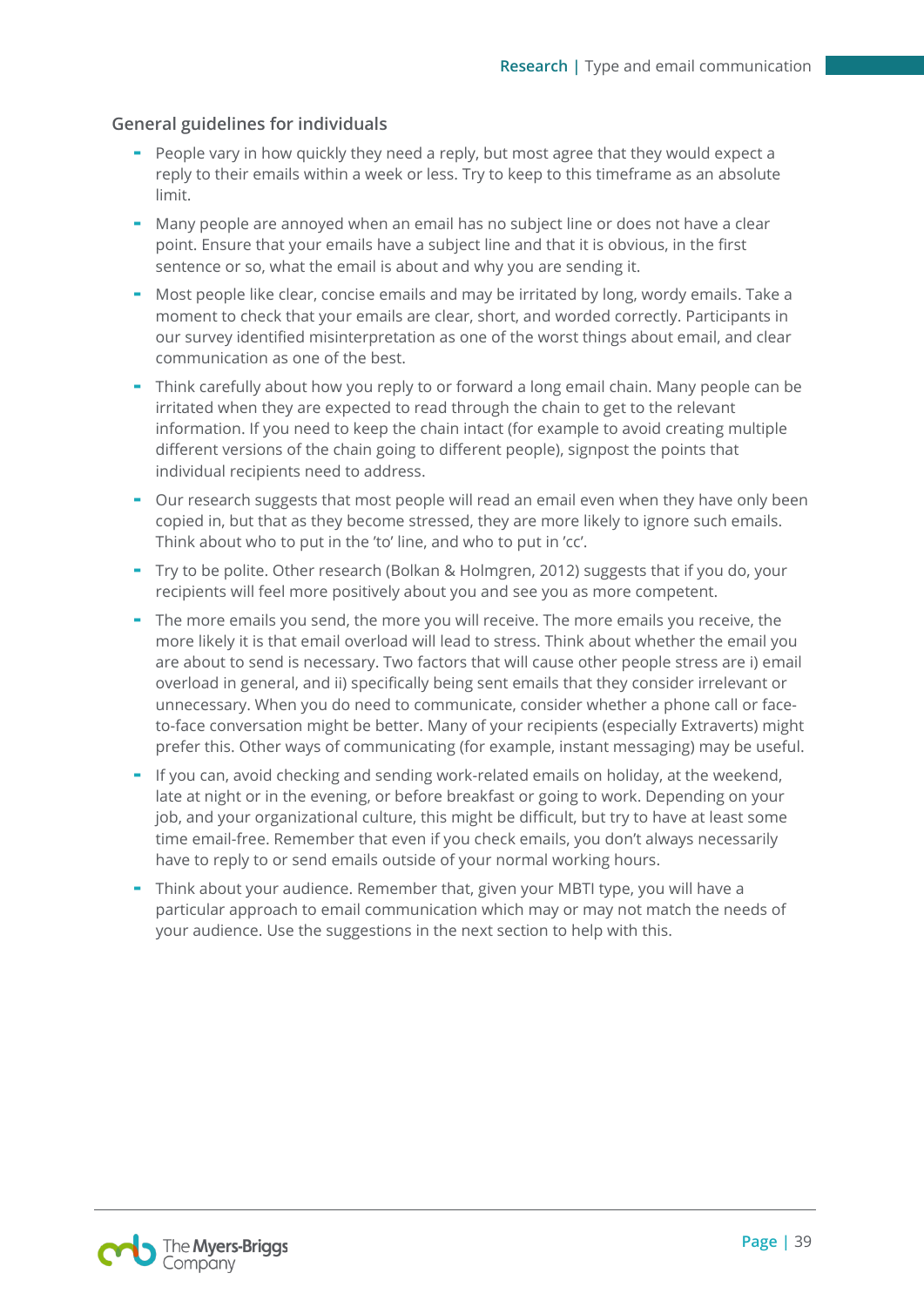## General guidelines for individuals

- People vary in how quickly they need a reply, but most agree that they would expect a reply to their emails within a week or less. Try to keep to this timeframe as an absolute limit.
- Many people are annoyed when an email has no subject line or does not have a clear point. Ensure that your emails have a subject line and that it is obvious, in the first sentence or so, what the email is about and why you are sending it.
- Most people like clear, concise emails and may be irritated by long, wordy emails. Take a moment to check that your emails are clear, short, and worded correctly. Participants in our survey identified misinterpretation as one of the worst things about email, and clear communication as one of the best.
- Think carefully about how you reply to or forward a long email chain. Many people can be irritated when they are expected to read through the chain to get to the relevant information. If you need to keep the chain intact (for example to avoid creating multiple different versions of the chain going to different people), signpost the points that individual recipients need to address.
- Our research suggests that most people will read an email even when they have only been copied in, but that as they become stressed, they are more likely to ignore such emails. Think about who to put in the 'to' line, and who to put in 'cc'.
- Try to be polite. Other research (Bolkan & Holmgren, 2012) suggests that if you do, your recipients will feel more positively about you and see you as more competent.
- The more emails you send, the more you will receive. The more emails you receive, the more likely it is that email overload will lead to stress. Think about whether the email you are about to send is necessary. Two factors that will cause other people stress are i) email overload in general, and ii) specifically being sent emails that they consider irrelevant or unnecessary. When you do need to communicate, consider whether a phone call or face-to-face conversation might be better. Many of your recipients (especially Extraverts) might prefer this. Other ways of communicating (for example, instant messaging) may be useful.
- If you can, avoid checking and sending work-related emails on holiday, at the weekend, late at night or in the evening, or before breakfast or going to work. Depending on your job, and your organizational culture, this might be difficult, but try to have at least some time email-free. Remember that even if you check emails, you don't always necessarily have to reply to or send emails outside of your normal working hours.
- Think about your audience. Remember that, given your MBTI type, you will have a particular approach to email communication which may or may not match the needs of your audience. Use the suggestions in the next section to help with this.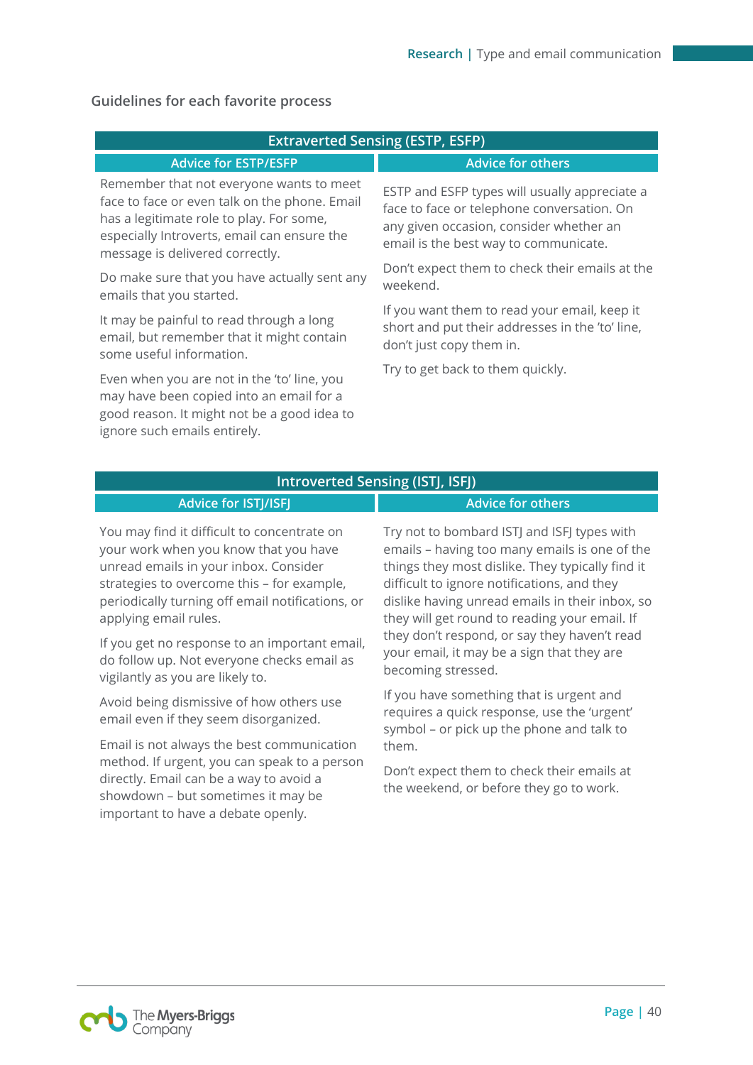### Guidelines for each favorite process

| Extraverted Sensing (ESTP, ESFP) | |
|---|---|
| **Advice for ESTP/ESFP** | **Advice for others** |
| Remember that not everyone wants to meet face to face or even talk on the phone. Email has a legitimate role to play. For some, especially Introverts, email can ensure the message is delivered correctly.<br><br>Do make sure that you have actually sent any emails that you started.<br><br>It may be painful to read through a long email, but remember that it might contain some useful information.<br><br>Even when you are not in the 'to' line, you may have been copied into an email for a good reason. It might not be a good idea to ignore such emails entirely. | ESTP and ESFP types will usually appreciate a face to face or telephone conversation. On any given occasion, consider whether an email is the best way to communicate.<br><br>Don't expect them to check their emails at the weekend.<br><br>If you want them to read your email, keep it short and put their addresses in the 'to' line, don't just copy them in.<br><br>Try to get back to them quickly. |

| Introverted Sensing (ISTJ, ISFJ) | |
|---|---|
| **Advice for ISTJ/ISFJ** | **Advice for others** |
| You may find it difficult to concentrate on your work when you know that you have unread emails in your inbox. Consider strategies to overcome this – for example, periodically turning off email notifications, or applying email rules.<br><br>If you get no response to an important email, do follow up. Not everyone checks email as vigilantly as you are likely to.<br><br>Avoid being dismissive of how others use email even if they seem disorganized.<br><br>Email is not always the best communication method. If urgent, you can speak to a person directly. Email can be a way to avoid a showdown – but sometimes it may be important to have a debate openly. | Try not to bombard ISTJ and ISFJ types with emails – having too many emails is one of the things they most dislike. They typically find it difficult to ignore notifications, and they dislike having unread emails in their inbox, so they will get round to reading your email. If they don't respond, or say they haven't read your email, it may be a sign that they are becoming stressed.<br><br>If you have something that is urgent and requires a quick response, use the 'urgent' symbol – or pick up the phone and talk to them.<br><br>Don't expect them to check their emails at the weekend, or before they go to work. |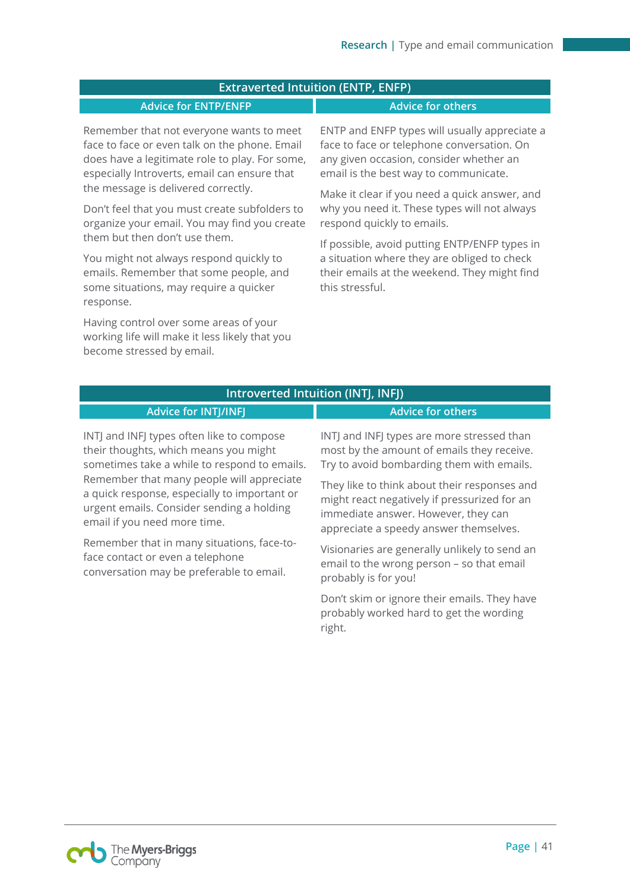## Extraverted Intuition (ENTP, ENFP)

### Advice for ENTP/ENFP

Remember that not everyone wants to meet face to face or even talk on the phone. Email does have a legitimate role to play. For some, especially Introverts, email can ensure that the message is delivered correctly.

Don't feel that you must create subfolders to organize your email. You may find you create them but then don't use them.

You might not always respond quickly to emails. Remember that some people, and some situations, may require a quicker response.

Having control over some areas of your working life will make it less likely that you become stressed by email.

### Advice for others

ENTP and ENFP types will usually appreciate a face to face or telephone conversation. On any given occasion, consider whether an email is the best way to communicate.

Make it clear if you need a quick answer, and why you need it. These types will not always respond quickly to emails.

If possible, avoid putting ENTP/ENFP types in a situation where they are obliged to check their emails at the weekend. They might find this stressful.

## Introverted Intuition (INTJ, INFJ)

### Advice for INTJ/INFJ

INTJ and INFJ types often like to compose their thoughts, which means you might sometimes take a while to respond to emails. Remember that many people will appreciate a quick response, especially to important or urgent emails. Consider sending a holding email if you need more time.

Remember that in many situations, face-to-face contact or even a telephone conversation may be preferable to email.

### Advice for others

INTJ and INFJ types are more stressed than most by the amount of emails they receive. Try to avoid bombarding them with emails.

They like to think about their responses and might react negatively if pressurized for an immediate answer. However, they can appreciate a speedy answer themselves.

Visionaries are generally unlikely to send an email to the wrong person – so that email probably is for you!

Don't skim or ignore their emails. They have probably worked hard to get the wording right.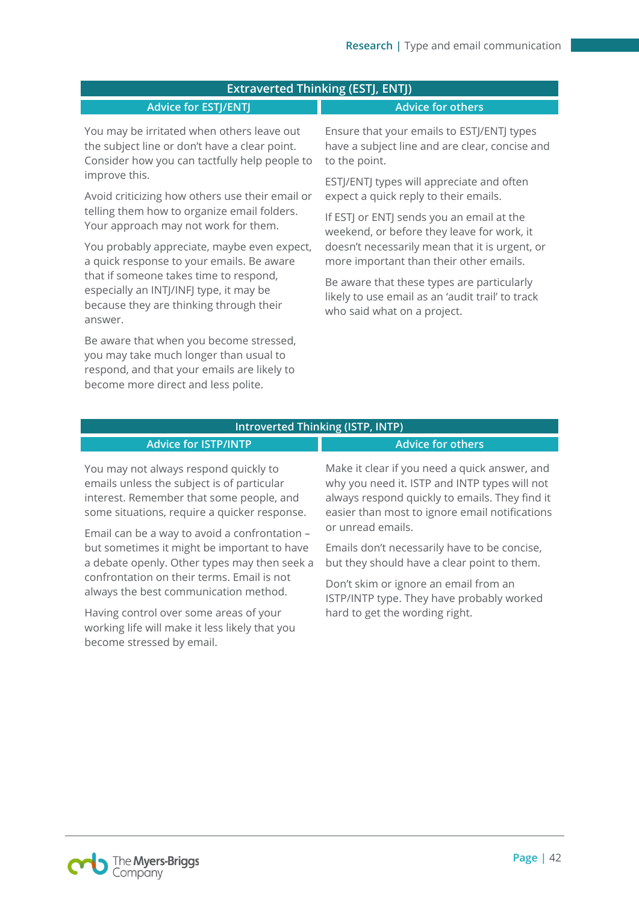## Extraverted Thinking (ESTJ, ENTJ)

| Advice for ESTJ/ENTJ | Advice for others |
|---|---|
| You may be irritated when others leave out the subject line or don't have a clear point. Consider how you can tactfully help people to improve this.<br><br>Avoid criticizing how others use their email or telling them how to organize email folders. Your approach may not work for them.<br><br>You probably appreciate, maybe even expect, a quick response to your emails. Be aware that if someone takes time to respond, especially an INTJ/INFJ type, it may be because they are thinking through their answer.<br><br>Be aware that when you become stressed, you may take much longer than usual to respond, and that your emails are likely to become more direct and less polite. | Ensure that your emails to ESTJ/ENTJ types have a subject line and are clear, concise and to the point.<br><br>ESTJ/ENTJ types will appreciate and often expect a quick reply to their emails.<br><br>If ESTJ or ENTJ sends you an email at the weekend, or before they leave for work, it doesn't necessarily mean that it is urgent, or more important than their other emails.<br><br>Be aware that these types are particularly likely to use email as an 'audit trail' to track who said what on a project. |

## Introverted Thinking (ISTP, INTP)

| Advice for ISTP/INTP | Advice for others |
|---|---|
| You may not always respond quickly to emails unless the subject is of particular interest. Remember that some people, and some situations, require a quicker response.<br><br>Email can be a way to avoid a confrontation – but sometimes it might be important to have a debate openly. Other types may then seek a confrontation on their terms. Email is not always the best communication method.<br><br>Having control over some areas of your working life will make it less likely that you become stressed by email. | Make it clear if you need a quick answer, and why you need it. ISTP and INTP types will not always respond quickly to emails. They find it easier than most to ignore email notifications or unread emails.<br><br>Emails don't necessarily have to be concise, but they should have a clear point to them.<br><br>Don't skim or ignore an email from an ISTP/INTP type. They have probably worked hard to get the wording right. |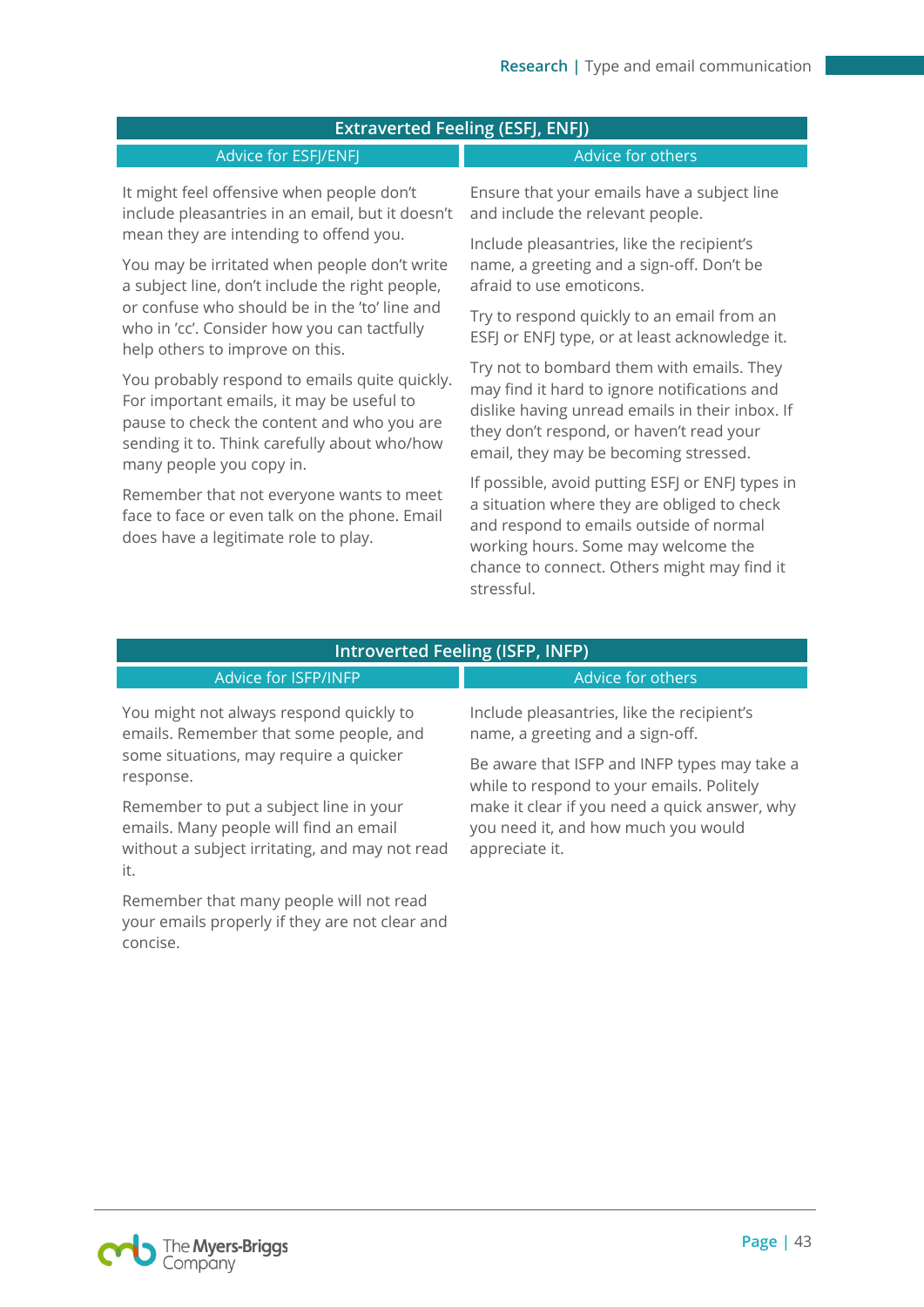## Extraverted Feeling (ESFJ, ENFJ)

### Advice for ESFJ/ENFJ

It might feel offensive when people don't include pleasantries in an email, but it doesn't mean they are intending to offend you.

You may be irritated when people don't write a subject line, don't include the right people, or confuse who should be in the 'to' line and who in 'cc'. Consider how you can tactfully help others to improve on this.

You probably respond to emails quite quickly. For important emails, it may be useful to pause to check the content and who you are sending it to. Think carefully about who/how many people you copy in.

Remember that not everyone wants to meet face to face or even talk on the phone. Email does have a legitimate role to play.

### Advice for others

Ensure that your emails have a subject line and include the relevant people.

Include pleasantries, like the recipient's name, a greeting and a sign-off. Don't be afraid to use emoticons.

Try to respond quickly to an email from an ESFJ or ENFJ type, or at least acknowledge it.

Try not to bombard them with emails. They may find it hard to ignore notifications and dislike having unread emails in their inbox. If they don't respond, or haven't read your email, they may be becoming stressed.

If possible, avoid putting ESFJ or ENFJ types in a situation where they are obliged to check and respond to emails outside of normal working hours. Some may welcome the chance to connect. Others might may find it stressful.

## Introverted Feeling (ISFP, INFP)

### Advice for ISFP/INFP

You might not always respond quickly to emails. Remember that some people, and some situations, may require a quicker response.

Remember to put a subject line in your emails. Many people will find an email without a subject irritating, and may not read it.

Remember that many people will not read your emails properly if they are not clear and concise.

### Advice for others

Include pleasantries, like the recipient's name, a greeting and a sign-off.

Be aware that ISFP and INFP types may take a while to respond to your emails. Politely make it clear if you need a quick answer, why you need it, and how much you would appreciate it.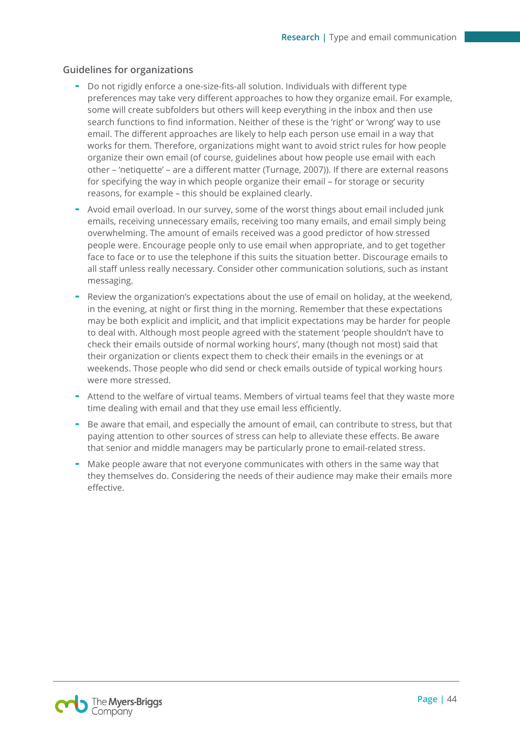## Guidelines for organizations

- Do not rigidly enforce a one-size-fits-all solution. Individuals with different type preferences may take very different approaches to how they organize email. For example, some will create subfolders but others will keep everything in the inbox and then use search functions to find information. Neither of these is the 'right' or 'wrong' way to use email. The different approaches are likely to help each person use email in a way that works for them. Therefore, organizations might want to avoid strict rules for how people organize their own email (of course, guidelines about how people use email with each other – 'netiquette' – are a different matter (Turnage, 2007)). If there are external reasons for specifying the way in which people organize their email – for storage or security reasons, for example – this should be explained clearly.
- Avoid email overload. In our survey, some of the worst things about email included junk emails, receiving unnecessary emails, receiving too many emails, and email simply being overwhelming. The amount of emails received was a good predictor of how stressed people were. Encourage people only to use email when appropriate, and to get together face to face or to use the telephone if this suits the situation better. Discourage emails to all staff unless really necessary. Consider other communication solutions, such as instant messaging.
- Review the organization's expectations about the use of email on holiday, at the weekend, in the evening, at night or first thing in the morning. Remember that these expectations may be both explicit and implicit, and that implicit expectations may be harder for people to deal with. Although most people agreed with the statement 'people shouldn't have to check their emails outside of normal working hours', many (though not most) said that their organization or clients expect them to check their emails in the evenings or at weekends. Those people who did send or check emails outside of typical working hours were more stressed.
- Attend to the welfare of virtual teams. Members of virtual teams feel that they waste more time dealing with email and that they use email less efficiently.
- Be aware that email, and especially the amount of email, can contribute to stress, but that paying attention to other sources of stress can help to alleviate these effects. Be aware that senior and middle managers may be particularly prone to email-related stress.
- Make people aware that not everyone communicates with others in the same way that they themselves do. Considering the needs of their audience may make their emails more effective.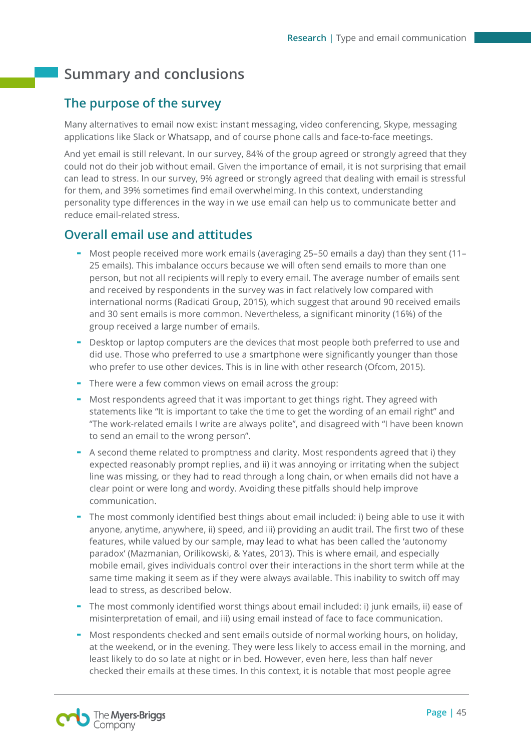# Summary and conclusions

## The purpose of the survey

Many alternatives to email now exist: instant messaging, video conferencing, Skype, messaging applications like Slack or Whatsapp, and of course phone calls and face-to-face meetings.

And yet email is still relevant. In our survey, 84% of the group agreed or strongly agreed that they could not do their job without email. Given the importance of email, it is not surprising that email can lead to stress. In our survey, 9% agreed or strongly agreed that dealing with email is stressful for them, and 39% sometimes find email overwhelming. In this context, understanding personality type differences in the way in we use email can help us to communicate better and reduce email-related stress.

## Overall email use and attitudes

- Most people received more work emails (averaging 25–50 emails a day) than they sent (11–25 emails). This imbalance occurs because we will often send emails to more than one person, but not all recipients will reply to every email. The average number of emails sent and received by respondents in the survey was in fact relatively low compared with international norms (Radicati Group, 2015), which suggest that around 90 received emails and 30 sent emails is more common. Nevertheless, a significant minority (16%) of the group received a large number of emails.
- Desktop or laptop computers are the devices that most people both preferred to use and did use. Those who preferred to use a smartphone were significantly younger than those who prefer to use other devices. This is in line with other research (Ofcom, 2015).
- There were a few common views on email across the group:
- Most respondents agreed that it was important to get things right. They agreed with statements like "It is important to take the time to get the wording of an email right" and "The work-related emails I write are always polite", and disagreed with "I have been known to send an email to the wrong person".
- A second theme related to promptness and clarity. Most respondents agreed that i) they expected reasonably prompt replies, and ii) it was annoying or irritating when the subject line was missing, or they had to read through a long chain, or when emails did not have a clear point or were long and wordy. Avoiding these pitfalls should help improve communication.
- The most commonly identified best things about email included: i) being able to use it with anyone, anytime, anywhere, ii) speed, and iii) providing an audit trail. The first two of these features, while valued by our sample, may lead to what has been called the 'autonomy paradox' (Mazmanian, Orilikowski, & Yates, 2013). This is where email, and especially mobile email, gives individuals control over their interactions in the short term while at the same time making it seem as if they were always available. This inability to switch off may lead to stress, as described below.
- The most commonly identified worst things about email included: i) junk emails, ii) ease of misinterpretation of email, and iii) using email instead of face to face communication.
- Most respondents checked and sent emails outside of normal working hours, on holiday, at the weekend, or in the evening. They were less likely to access email in the morning, and least likely to do so late at night or in bed. However, even here, less than half never checked their emails at these times. In this context, it is notable that most people agree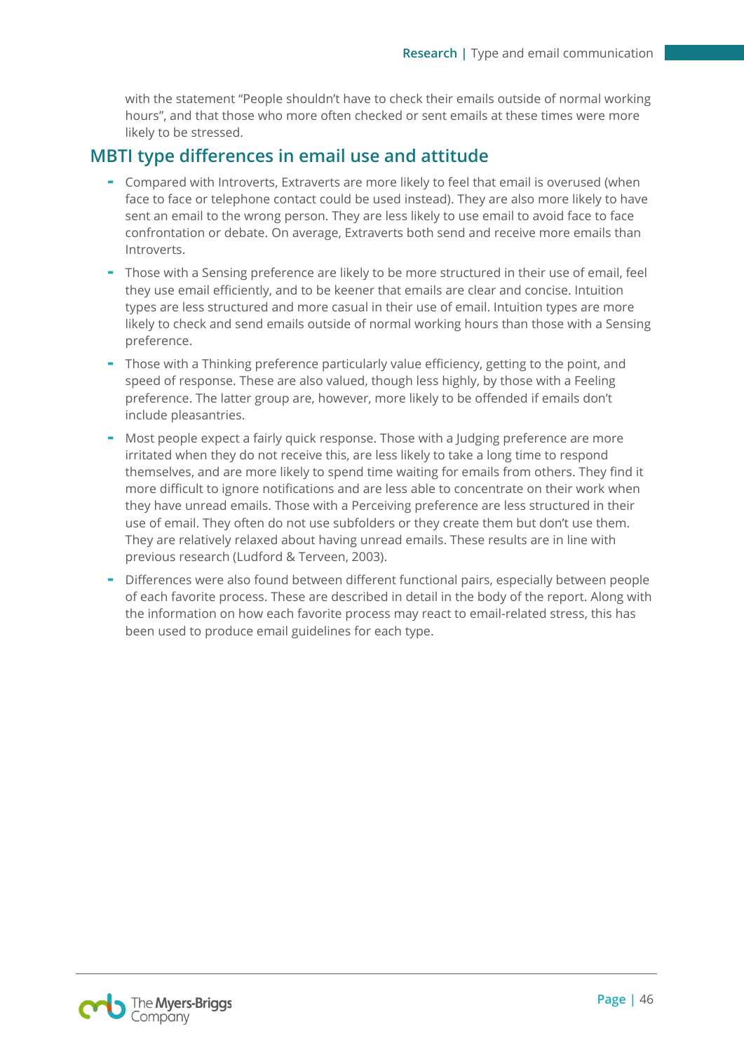with the statement "People shouldn't have to check their emails outside of normal working hours", and that those who more often checked or sent emails at these times were more likely to be stressed.

## MBTI type differences in email use and attitude

- Compared with Introverts, Extraverts are more likely to feel that email is overused (when face to face or telephone contact could be used instead). They are also more likely to have sent an email to the wrong person. They are less likely to use email to avoid face to face confrontation or debate. On average, Extraverts both send and receive more emails than Introverts.
- Those with a Sensing preference are likely to be more structured in their use of email, feel they use email efficiently, and to be keener that emails are clear and concise. Intuition types are less structured and more casual in their use of email. Intuition types are more likely to check and send emails outside of normal working hours than those with a Sensing preference.
- Those with a Thinking preference particularly value efficiency, getting to the point, and speed of response. These are also valued, though less highly, by those with a Feeling preference. The latter group are, however, more likely to be offended if emails don't include pleasantries.
- Most people expect a fairly quick response. Those with a Judging preference are more irritated when they do not receive this, are less likely to take a long time to respond themselves, and are more likely to spend time waiting for emails from others. They find it more difficult to ignore notifications and are less able to concentrate on their work when they have unread emails. Those with a Perceiving preference are less structured in their use of email. They often do not use subfolders or they create them but don't use them. They are relatively relaxed about having unread emails. These results are in line with previous research (Ludford & Terveen, 2003).
- Differences were also found between different functional pairs, especially between people of each favorite process. These are described in detail in the body of the report. Along with the information on how each favorite process may react to email-related stress, this has been used to produce email guidelines for each type.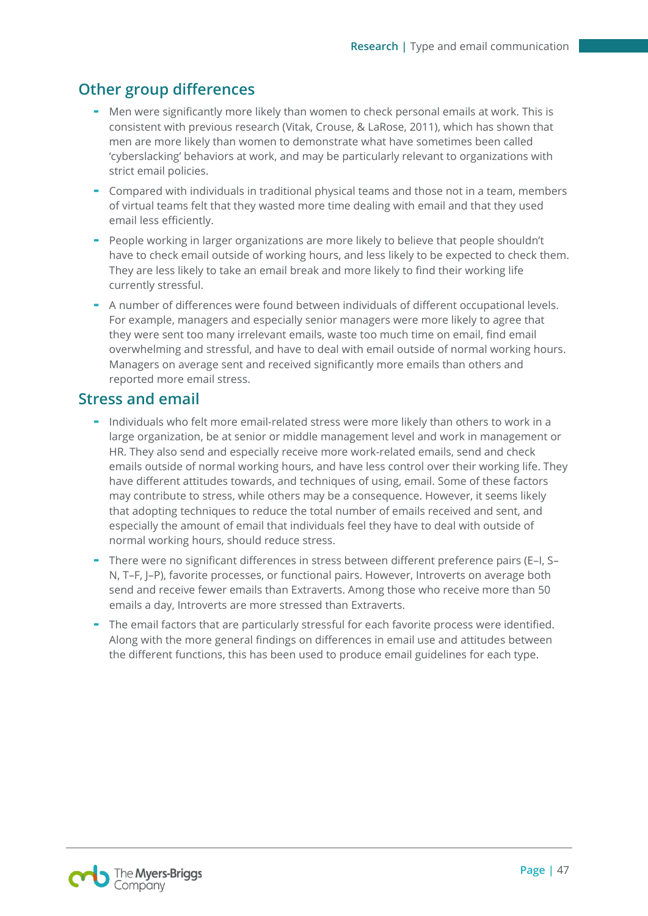## Other group differences

- Men were significantly more likely than women to check personal emails at work. This is consistent with previous research (Vitak, Crouse, & LaRose, 2011), which has shown that men are more likely than women to demonstrate what have sometimes been called 'cyberslacking' behaviors at work, and may be particularly relevant to organizations with strict email policies.
- Compared with individuals in traditional physical teams and those not in a team, members of virtual teams felt that they wasted more time dealing with email and that they used email less efficiently.
- People working in larger organizations are more likely to believe that people shouldn't have to check email outside of working hours, and less likely to be expected to check them. They are less likely to take an email break and more likely to find their working life currently stressful.
- A number of differences were found between individuals of different occupational levels. For example, managers and especially senior managers were more likely to agree that they were sent too many irrelevant emails, waste too much time on email, find email overwhelming and stressful, and have to deal with email outside of normal working hours. Managers on average sent and received significantly more emails than others and reported more email stress.

## Stress and email

- Individuals who felt more email-related stress were more likely than others to work in a large organization, be at senior or middle management level and work in management or HR. They also send and especially receive more work-related emails, send and check emails outside of normal working hours, and have less control over their working life. They have different attitudes towards, and techniques of using, email. Some of these factors may contribute to stress, while others may be a consequence. However, it seems likely that adopting techniques to reduce the total number of emails received and sent, and especially the amount of email that individuals feel they have to deal with outside of normal working hours, should reduce stress.
- There were no significant differences in stress between different preference pairs (E–I, S–N, T–F, J–P), favorite processes, or functional pairs. However, Introverts on average both send and receive fewer emails than Extraverts. Among those who receive more than 50 emails a day, Introverts are more stressed than Extraverts.
- The email factors that are particularly stressful for each favorite process were identified. Along with the more general findings on differences in email use and attitudes between the different functions, this has been used to produce email guidelines for each type.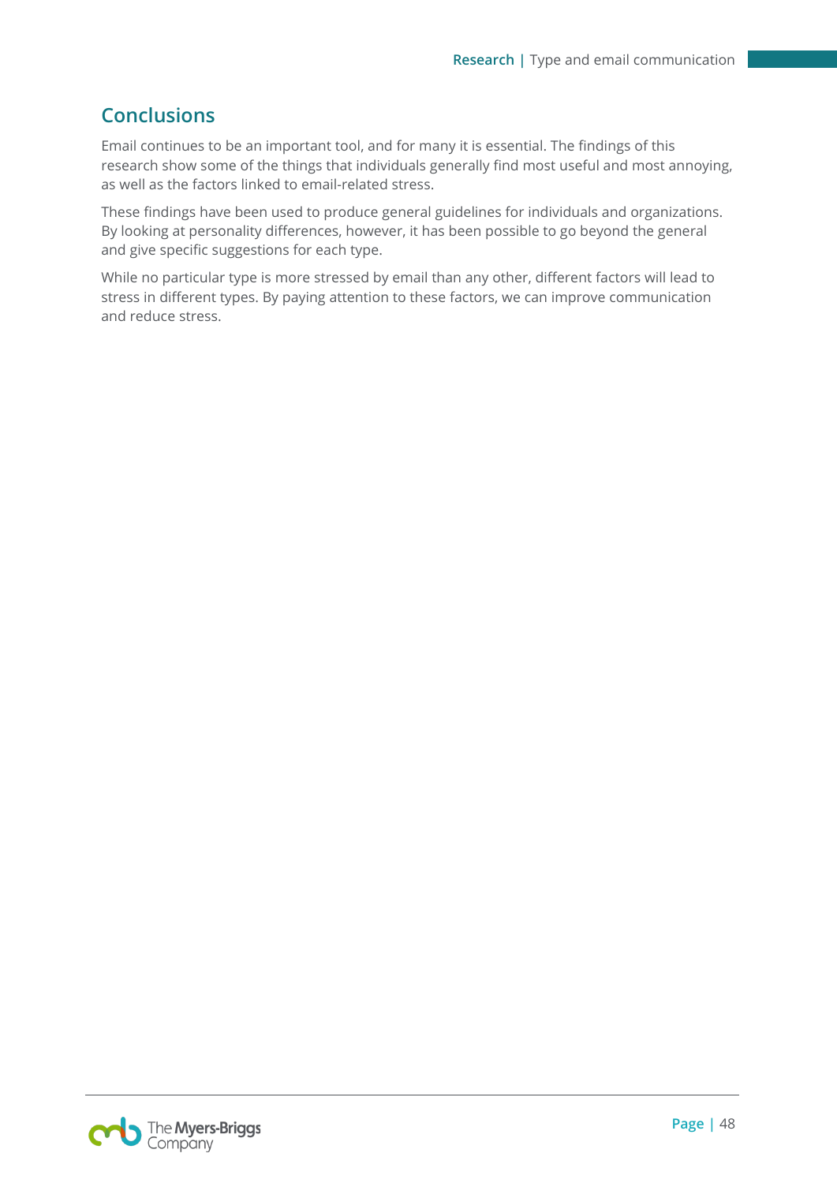## Conclusions

Email continues to be an important tool, and for many it is essential. The findings of this research show some of the things that individuals generally find most useful and most annoying, as well as the factors linked to email-related stress.

These findings have been used to produce general guidelines for individuals and organizations. By looking at personality differences, however, it has been possible to go beyond the general and give specific suggestions for each type.

While no particular type is more stressed by email than any other, different factors will lead to stress in different types. By paying attention to these factors, we can improve communication and reduce stress.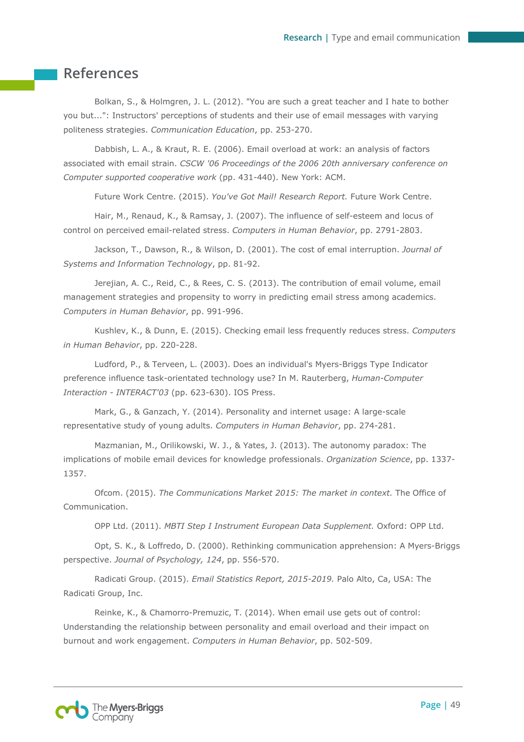## References

Bolkan, S., & Holmgren, J. L. (2012). "You are such a great teacher and I hate to bother you but...": Instructors' perceptions of students and their use of email messages with varying politeness strategies. *Communication Education*, pp. 253-270.

Dabbish, L. A., & Kraut, R. E. (2006). Email overload at work: an analysis of factors associated with email strain. *CSCW '06 Proceedings of the 2006 20th anniversary conference on Computer supported cooperative work* (pp. 431-440). New York: ACM.

Future Work Centre. (2015). *You've Got Mail! Research Report.* Future Work Centre.

Hair, M., Renaud, K., & Ramsay, J. (2007). The influence of self-esteem and locus of control on perceived email-related stress. *Computers in Human Behavior*, pp. 2791-2803.

Jackson, T., Dawson, R., & Wilson, D. (2001). The cost of emal interruption. *Journal of Systems and Information Technology*, pp. 81-92.

Jerejian, A. C., Reid, C., & Rees, C. S. (2013). The contribution of email volume, email management strategies and propensity to worry in predicting email stress among academics. *Computers in Human Behavior*, pp. 991-996.

Kushlev, K., & Dunn, E. (2015). Checking email less frequently reduces stress. *Computers in Human Behavior*, pp. 220-228.

Ludford, P., & Terveen, L. (2003). Does an individual's Myers-Briggs Type Indicator preference influence task-orientated technology use? In M. Rauterberg, *Human-Computer Interaction - INTERACT'03* (pp. 623-630). IOS Press.

Mark, G., & Ganzach, Y. (2014). Personality and internet usage: A large-scale representative study of young adults. *Computers in Human Behavior*, pp. 274-281.

Mazmanian, M., Orilikowski, W. J., & Yates, J. (2013). The autonomy paradox: The implications of mobile email devices for knowledge professionals. *Organization Science*, pp. 1337-1357.

Ofcom. (2015). *The Communications Market 2015: The market in context.* The Office of Communication.

OPP Ltd. (2011). *MBTI Step I Instrument European Data Supplement.* Oxford: OPP Ltd.

Opt, S. K., & Loffredo, D. (2000). Rethinking communication apprehension: A Myers-Briggs perspective. *Journal of Psychology, 124*, pp. 556-570.

Radicati Group. (2015). *Email Statistics Report, 2015-2019.* Palo Alto, Ca, USA: The Radicati Group, Inc.

Reinke, K., & Chamorro-Premuzic, T. (2014). When email use gets out of control: Understanding the relationship between personality and email overload and their impact on burnout and work engagement. *Computers in Human Behavior*, pp. 502-509.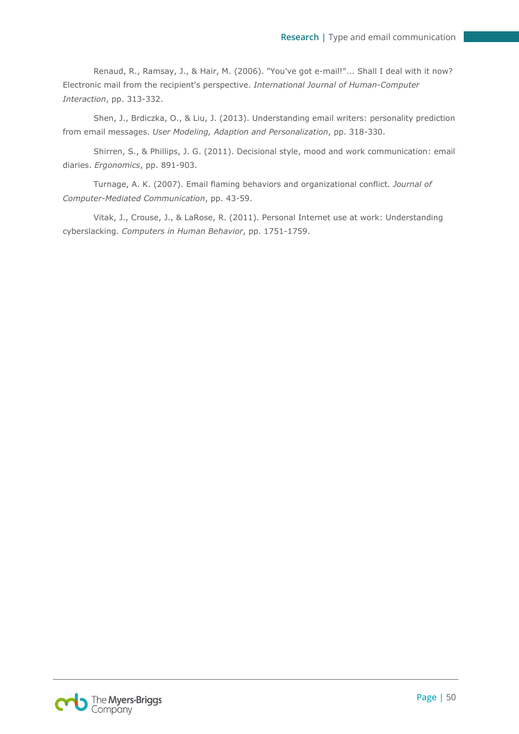Renaud, R., Ramsay, J., & Hair, M. (2006). "You've got e-mail!"... Shall I deal with it now? Electronic mail from the recipient's perspective. *International Journal of Human-Computer Interaction*, pp. 313-332.

Shen, J., Brdiczka, O., & Liu, J. (2013). Understanding email writers: personality prediction from email messages. *User Modeling, Adaption and Personalization*, pp. 318-330.

Shirren, S., & Phillips, J. G. (2011). Decisional style, mood and work communication: email diaries. *Ergonomics*, pp. 891-903.

Turnage, A. K. (2007). Email flaming behaviors and organizational conflict. *Journal of Computer-Mediated Communication*, pp. 43-59.

Vitak, J., Crouse, J., & LaRose, R. (2011). Personal Internet use at work: Understanding cyberslacking. *Computers in Human Behavior*, pp. 1751-1759.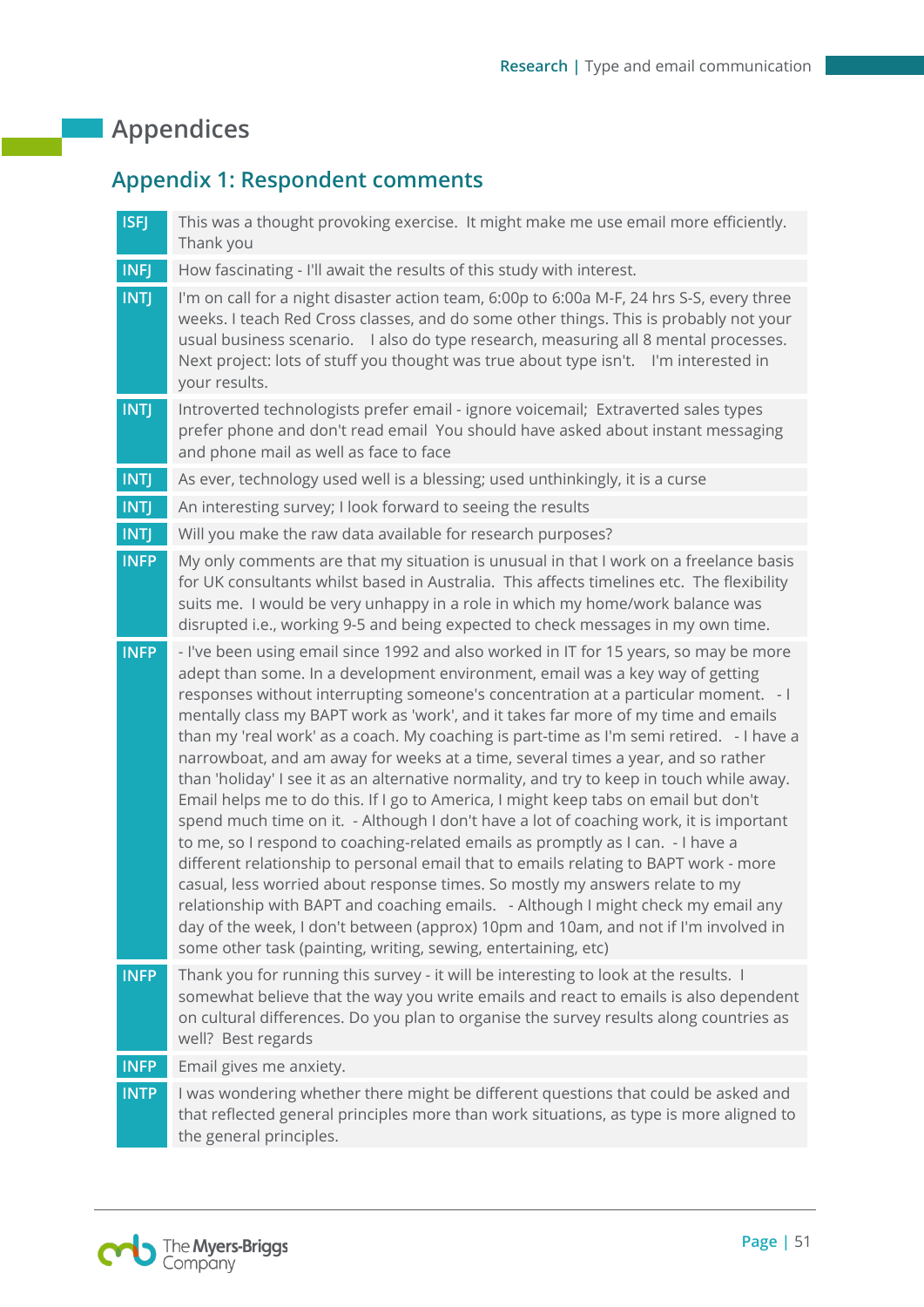# Appendices

## Appendix 1: Respondent comments

| Type | Comment |
|---|---|
| ISFJ | This was a thought provoking exercise. It might make me use email more efficiently. Thank you |
| INFJ | How fascinating - I'll await the results of this study with interest. |
| INTJ | I'm on call for a night disaster action team, 6:00p to 6:00a M-F, 24 hrs S-S, every three weeks. I teach Red Cross classes, and do some other things. This is probably not your usual business scenario. I also do type research, measuring all 8 mental processes. Next project: lots of stuff you thought was true about type isn't. I'm interested in your results. |
| INTJ | Introverted technologists prefer email - ignore voicemail; Extraverted sales types prefer phone and don't read email You should have asked about instant messaging and phone mail as well as face to face |
| INTJ | As ever, technology used well is a blessing; used unthinkingly, it is a curse |
| INTJ | An interesting survey; I look forward to seeing the results |
| INTJ | Will you make the raw data available for research purposes? |
| INFP | My only comments are that my situation is unusual in that I work on a freelance basis for UK consultants whilst based in Australia. This affects timelines etc. The flexibility suits me. I would be very unhappy in a role in which my home/work balance was disrupted i.e., working 9-5 and being expected to check messages in my own time. |
| INFP | - I've been using email since 1992 and also worked in IT for 15 years, so may be more adept than some. In a development environment, email was a key way of getting responses without interrupting someone's concentration at a particular moment. - I mentally class my BAPT work as 'work', and it takes far more of my time and emails than my 'real work' as a coach. My coaching is part-time as I'm semi retired. - I have a narrowboat, and am away for weeks at a time, several times a year, and so rather than 'holiday' I see it as an alternative normality, and try to keep in touch while away. Email helps me to do this. If I go to America, I might keep tabs on email but don't spend much time on it. - Although I don't have a lot of coaching work, it is important to me, so I respond to coaching-related emails as promptly as I can. - I have a different relationship to personal email that to emails relating to BAPT work - more casual, less worried about response times. So mostly my answers relate to my relationship with BAPT and coaching emails. - Although I might check my email any day of the week, I don't between (approx) 10pm and 10am, and not if I'm involved in some other task (painting, writing, sewing, entertaining, etc) |
| INFP | Thank you for running this survey - it will be interesting to look at the results. I somewhat believe that the way you write emails and react to emails is also dependent on cultural differences. Do you plan to organise the survey results along countries as well? Best regards |
| INFP | Email gives me anxiety. |
| INTP | I was wondering whether there might be different questions that could be asked and that reflected general principles more than work situations, as type is more aligned to the general principles. |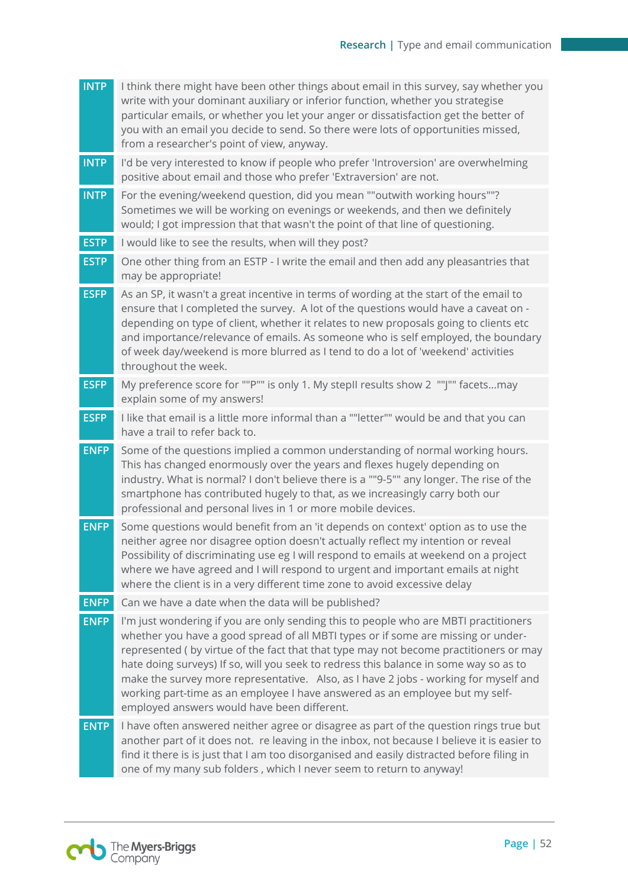| | |
|---|---|
| INTP | I think there might have been other things about email in this survey, say whether you write with your dominant auxiliary or inferior function, whether you strategise particular emails, or whether you let your anger or dissatisfaction get the better of you with an email you decide to send. So there were lots of opportunities missed, from a researcher's point of view, anyway. |
| INTP | I'd be very interested to know if people who prefer 'Introversion' are overwhelming positive about email and those who prefer 'Extraversion' are not. |
| INTP | For the evening/weekend question, did you mean ""outwith working hours""? Sometimes we will be working on evenings or weekends, and then we definitely would; I got impression that that wasn't the point of that line of questioning. |
| ESTP | I would like to see the results, when will they post? |
| ESTP | One other thing from an ESTP - I write the email and then add any pleasantries that may be appropriate! |
| ESFP | As an SP, it wasn't a great incentive in terms of wording at the start of the email to ensure that I completed the survey.  A lot of the questions would have a caveat on - depending on type of client, whether it relates to new proposals going to clients etc and importance/relevance of emails. As someone who is self employed, the boundary of week day/weekend is more blurred as I tend to do a lot of 'weekend' activities throughout the week. |
| ESFP | My preference score for ""P"" is only 1. My stepII results show 2  ""J"" facets...may explain some of my answers! |
| ESFP | I like that email is a little more informal than a ""letter"" would be and that you can have a trail to refer back to. |
| ENFP | Some of the questions implied a common understanding of normal working hours. This has changed enormously over the years and flexes hugely depending on industry. What is normal? I don't believe there is a ""9-5"" any longer. The rise of the smartphone has contributed hugely to that, as we increasingly carry both our professional and personal lives in 1 or more mobile devices. |
| ENFP | Some questions would benefit from an 'it depends on context' option as to use the neither agree nor disagree option doesn't actually reflect my intention or reveal Possibility of discriminating use eg I will respond to emails at weekend on a project where we have agreed and I will respond to urgent and important emails at night where the client is in a very different time zone to avoid excessive delay |
| ENFP | Can we have a date when the data will be published? |
| ENFP | I'm just wondering if you are only sending this to people who are MBTI practitioners whether you have a good spread of all MBTI types or if some are missing or under-represented ( by virtue of the fact that type may not become practitioners or may hate doing surveys) If so, will you seek to redress this balance in some way so as to make the survey more representative.  Also, as I have 2 jobs - working for myself and working part-time as an employee I have answered as an employee but my self-employed answers would have been different. |
| ENTP | I have often answered neither agree or disagree as part of the question rings true but another part of it does not.  re leaving in the inbox, not because I believe it is easier to find it there is is just that I am too disorganised and easily distracted before filing in one of my many sub folders , which I never seem to return to anyway! |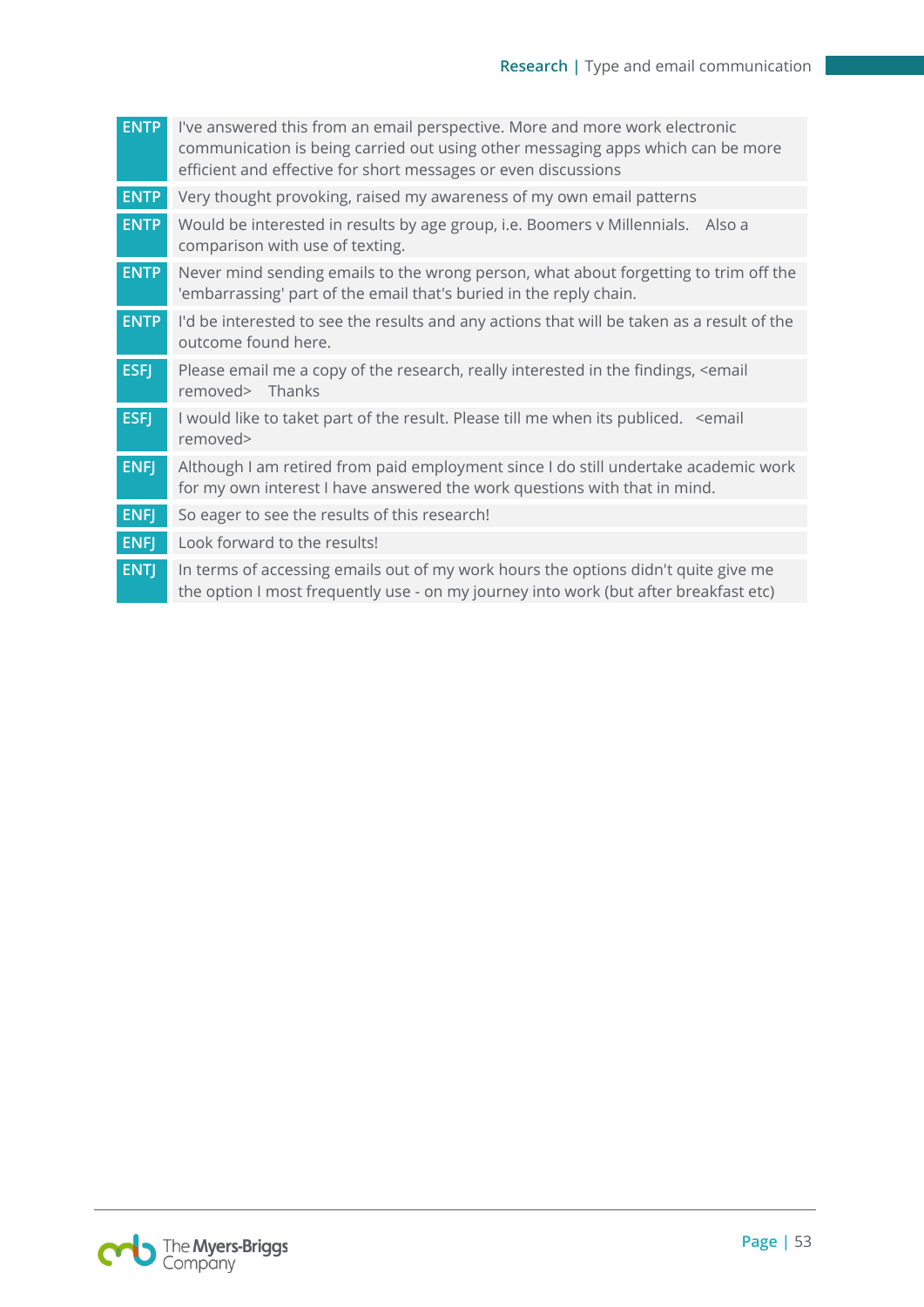| | |
|---|---|
| ENTP | I've answered this from an email perspective. More and more work electronic communication is being carried out using other messaging apps which can be more efficient and effective for short messages or even discussions |
| ENTP | Very thought provoking, raised my awareness of my own email patterns |
| ENTP | Would be interested in results by age group, i.e. Boomers v Millennials. Also a comparison with use of texting. |
| ENTP | Never mind sending emails to the wrong person, what about forgetting to trim off the 'embarrassing' part of the email that's buried in the reply chain. |
| ENTP | I'd be interested to see the results and any actions that will be taken as a result of the outcome found here. |
| ESFJ | Please email me a copy of the research, really interested in the findings, <email removed> Thanks |
| ESFJ | I would like to taket part of the result. Please till me when its publiced. <email removed> |
| ENFJ | Although I am retired from paid employment since I do still undertake academic work for my own interest I have answered the work questions with that in mind. |
| ENFJ | So eager to see the results of this research! |
| ENFJ | Look forward to the results! |
| ENTJ | In terms of accessing emails out of my work hours the options didn't quite give me the option I most frequently use - on my journey into work (but after breakfast etc) |